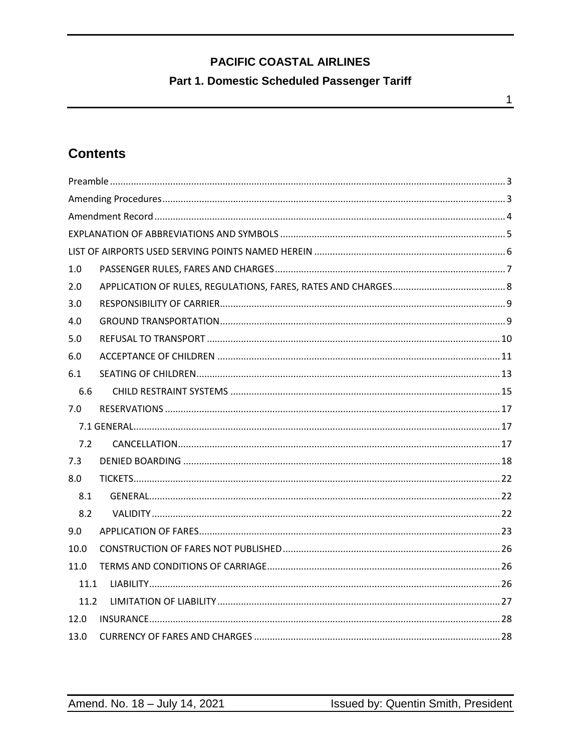# Contents

| Section | Title | Page |
|---|---|---|
| | Preamble | 3 |
| | Amending Procedures | 3 |
| | Amendment Record | 4 |
| | EXPLANATION OF ABBREVIATIONS AND SYMBOLS | 5 |
| | LIST OF AIRPORTS USED SERVING POINTS NAMED HEREIN | 6 |
| 1.0 | PASSENGER RULES, FARES AND CHARGES | 7 |
| 2.0 | APPLICATION OF RULES, REGULATIONS, FARES, RATES AND CHARGES | 8 |
| 3.0 | RESPONSIBILITY OF CARRIER | 9 |
| 4.0 | GROUND TRANSPORTATION | 9 |
| 5.0 | REFUSAL TO TRANSPORT | 10 |
| 6.0 | ACCEPTANCE OF CHILDREN | 11 |
| 6.1 | SEATING OF CHILDREN | 13 |
| 6.6 | CHILD RESTRAINT SYSTEMS | 15 |
| 7.0 | RESERVATIONS | 17 |
| 7.1 | GENERAL | 17 |
| 7.2 | CANCELLATION | 17 |
| 7.3 | DENIED BOARDING | 18 |
| 8.0 | TICKETS | 22 |
| 8.1 | GENERAL | 22 |
| 8.2 | VALIDITY | 22 |
| 9.0 | APPLICATION OF FARES | 23 |
| 10.0 | CONSTRUCTION OF FARES NOT PUBLISHED | 26 |
| 11.0 | TERMS AND CONDITIONS OF CARRIAGE | 26 |
| 11.1 | LIABILITY | 26 |
| 11.2 | LIMITATION OF LIABILITY | 27 |
| 12.0 | INSURANCE | 28 |
| 13.0 | CURRENCY OF FARES AND CHARGES | 28 |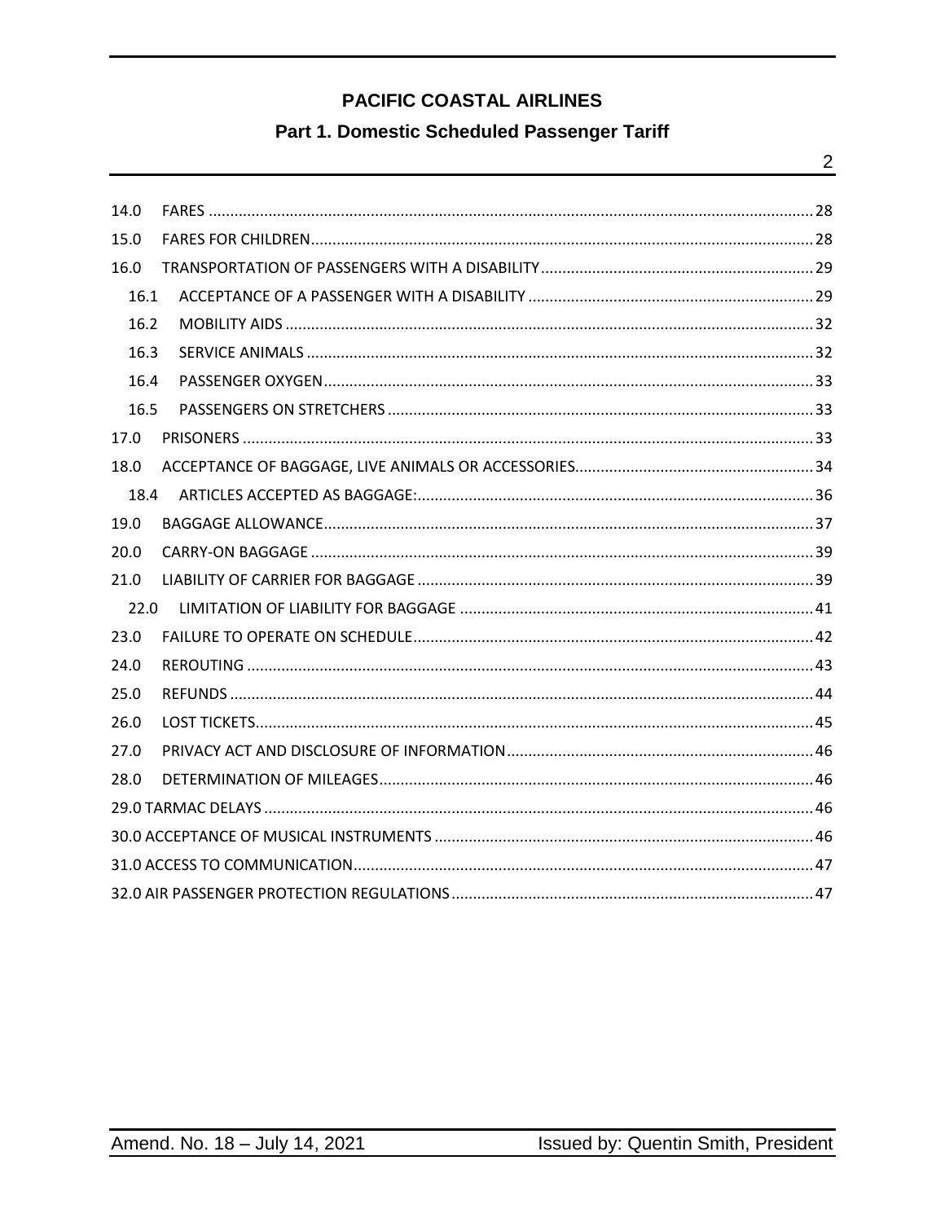14.0 FARES ........................................................................................................................................ 28

15.0 FARES FOR CHILDREN ............................................................................................................... 28

16.0 TRANSPORTATION OF PASSENGERS WITH A DISABILITY ............................................................ 29

- 16.1 ACCEPTANCE OF A PASSENGER WITH A DISABILITY .................................................................. 29
- 16.2 MOBILITY AIDS ........................................................................................................................... 32
- 16.3 SERVICE ANIMALS ...................................................................................................................... 32
- 16.4 PASSENGER OXYGEN ................................................................................................................... 33
- 16.5 PASSENGERS ON STRETCHERS ...................................................................................................... 33

17.0 PRISONERS ..................................................................................................................................... 33

18.0 ACCEPTANCE OF BAGGAGE, LIVE ANIMALS OR ACCESSORIES ....................................................... 34

- 18.4 ARTICLES ACCEPTED AS BAGGAGE: ............................................................................................ 36

19.0 BAGGAGE ALLOWANCE ................................................................................................................... 37

20.0 CARRY-ON BAGGAGE ...................................................................................................................... 39

21.0 LIABILITY OF CARRIER FOR BAGGAGE ............................................................................................ 39

- 22.0 LIMITATION OF LIABILITY FOR BAGGAGE .................................................................................. 41

23.0 FAILURE TO OPERATE ON SCHEDULE ............................................................................................. 42

24.0 REROUTING ..................................................................................................................................... 43

25.0 REFUNDS ......................................................................................................................................... 44

26.0 LOST TICKETS .................................................................................................................................. 45

27.0 PRIVACY ACT AND DISCLOSURE OF INFORMATION ....................................................................... 46

28.0 DETERMINATION OF MILEAGES ..................................................................................................... 46

29.0 TARMAC DELAYS ................................................................................................................................ 46

30.0 ACCEPTANCE OF MUSICAL INSTRUMENTS ........................................................................................ 46

31.0 ACCESS TO COMMUNICATION ........................................................................................................... 47

32.0 AIR PASSENGER PROTECTION REGULATIONS .................................................................................... 47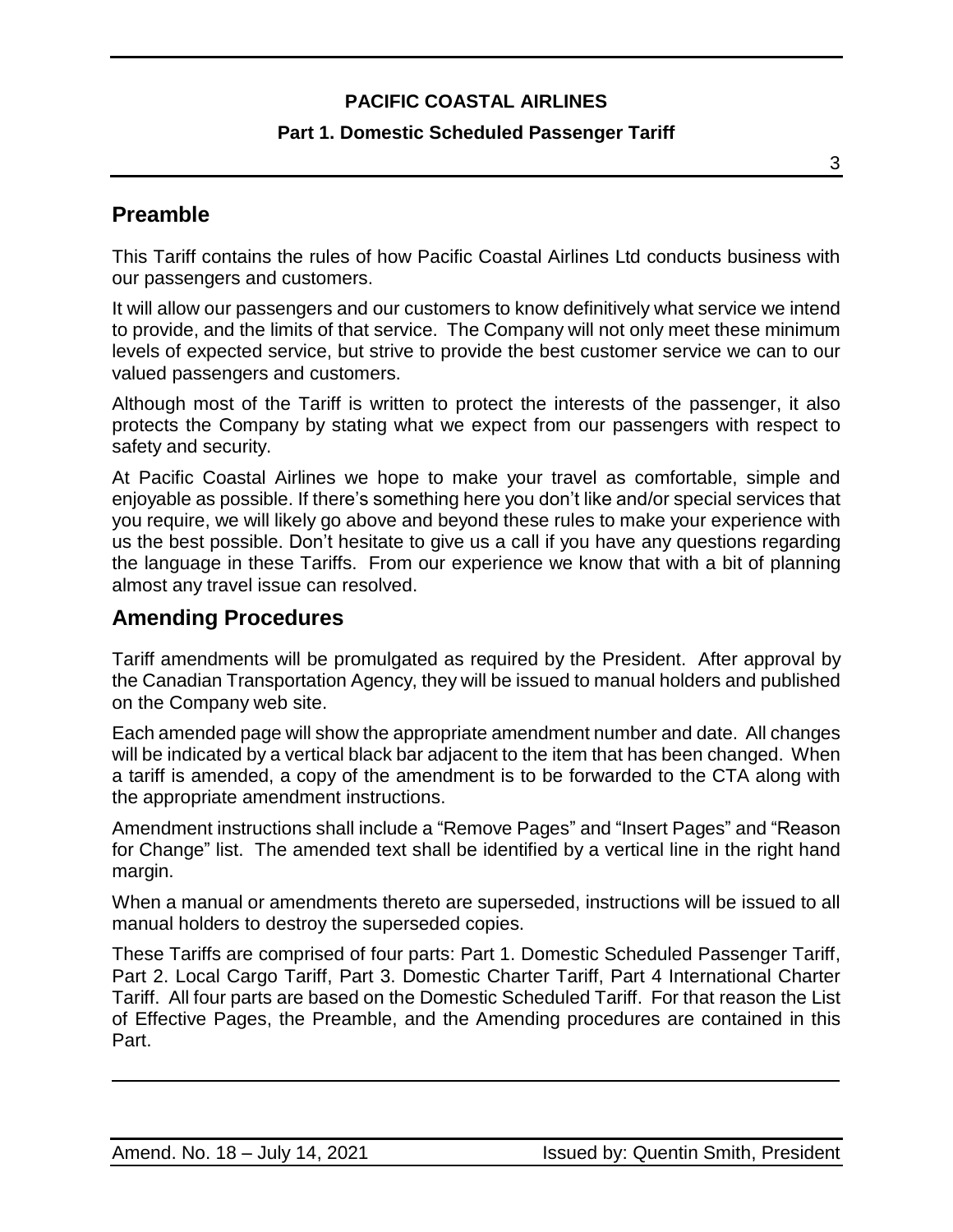## Preamble

This Tariff contains the rules of how Pacific Coastal Airlines Ltd conducts business with our passengers and customers.

It will allow our passengers and our customers to know definitively what service we intend to provide, and the limits of that service. The Company will not only meet these minimum levels of expected service, but strive to provide the best customer service we can to our valued passengers and customers.

Although most of the Tariff is written to protect the interests of the passenger, it also protects the Company by stating what we expect from our passengers with respect to safety and security.

At Pacific Coastal Airlines we hope to make your travel as comfortable, simple and enjoyable as possible. If there's something here you don't like and/or special services that you require, we will likely go above and beyond these rules to make your experience with us the best possible. Don't hesitate to give us a call if you have any questions regarding the language in these Tariffs. From our experience we know that with a bit of planning almost any travel issue can resolved.

## Amending Procedures

Tariff amendments will be promulgated as required by the President. After approval by the Canadian Transportation Agency, they will be issued to manual holders and published on the Company web site.

Each amended page will show the appropriate amendment number and date. All changes will be indicated by a vertical black bar adjacent to the item that has been changed. When a tariff is amended, a copy of the amendment is to be forwarded to the CTA along with the appropriate amendment instructions.

Amendment instructions shall include a "Remove Pages" and "Insert Pages" and "Reason for Change" list. The amended text shall be identified by a vertical line in the right hand margin.

When a manual or amendments thereto are superseded, instructions will be issued to all manual holders to destroy the superseded copies.

These Tariffs are comprised of four parts: Part 1. Domestic Scheduled Passenger Tariff, Part 2. Local Cargo Tariff, Part 3. Domestic Charter Tariff, Part 4 International Charter Tariff. All four parts are based on the Domestic Scheduled Tariff. For that reason the List of Effective Pages, the Preamble, and the Amending procedures are contained in this Part.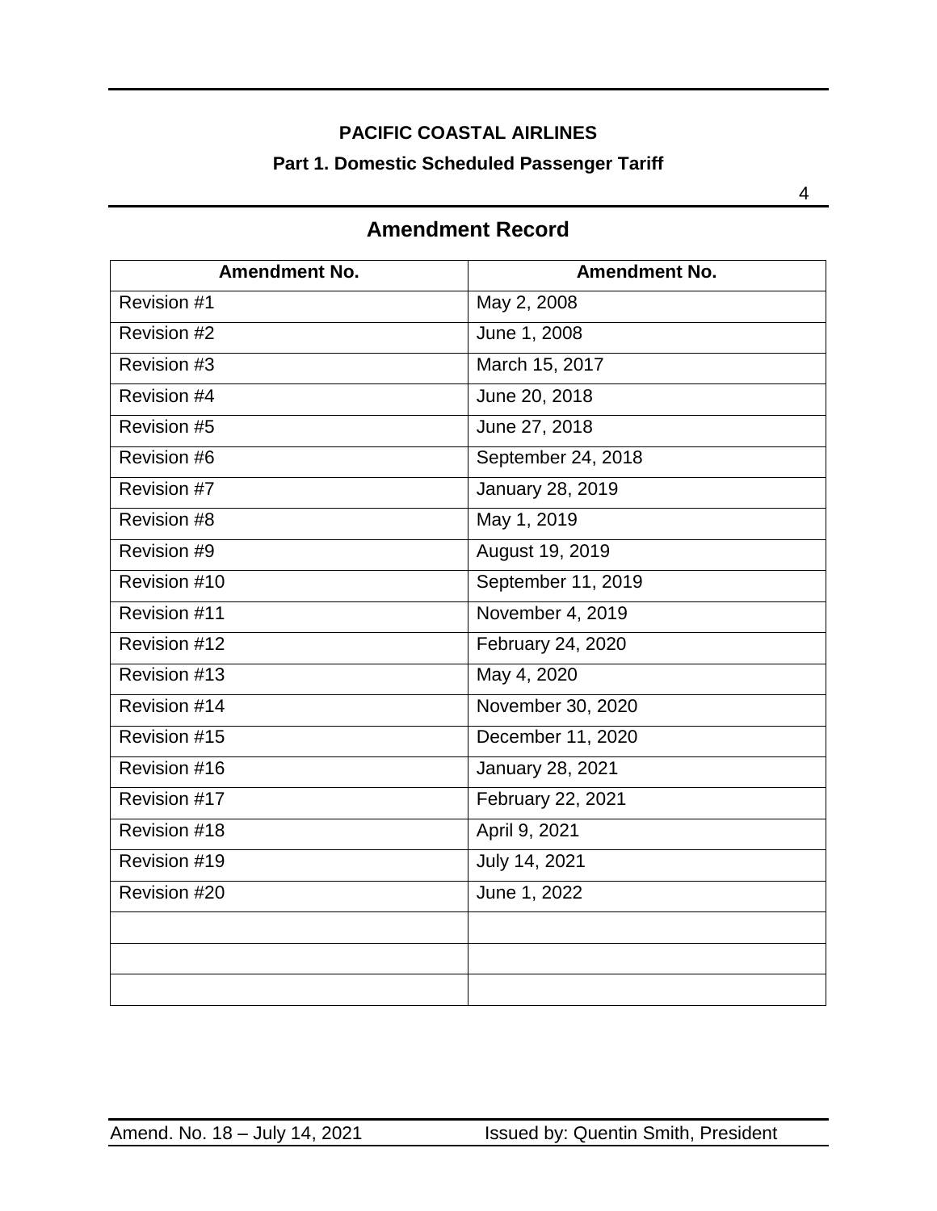## Amendment Record

| Amendment No. | Amendment No. |
|---|---|
| Revision #1 | May 2, 2008 |
| Revision #2 | June 1, 2008 |
| Revision #3 | March 15, 2017 |
| Revision #4 | June 20, 2018 |
| Revision #5 | June 27, 2018 |
| Revision #6 | September 24, 2018 |
| Revision #7 | January 28, 2019 |
| Revision #8 | May 1, 2019 |
| Revision #9 | August 19, 2019 |
| Revision #10 | September 11, 2019 |
| Revision #11 | November 4, 2019 |
| Revision #12 | February 24, 2020 |
| Revision #13 | May 4, 2020 |
| Revision #14 | November 30, 2020 |
| Revision #15 | December 11, 2020 |
| Revision #16 | January 28, 2021 |
| Revision #17 | February 22, 2021 |
| Revision #18 | April 9, 2021 |
| Revision #19 | July 14, 2021 |
| Revision #20 | June 1, 2022 |
| | |
| | |
| | |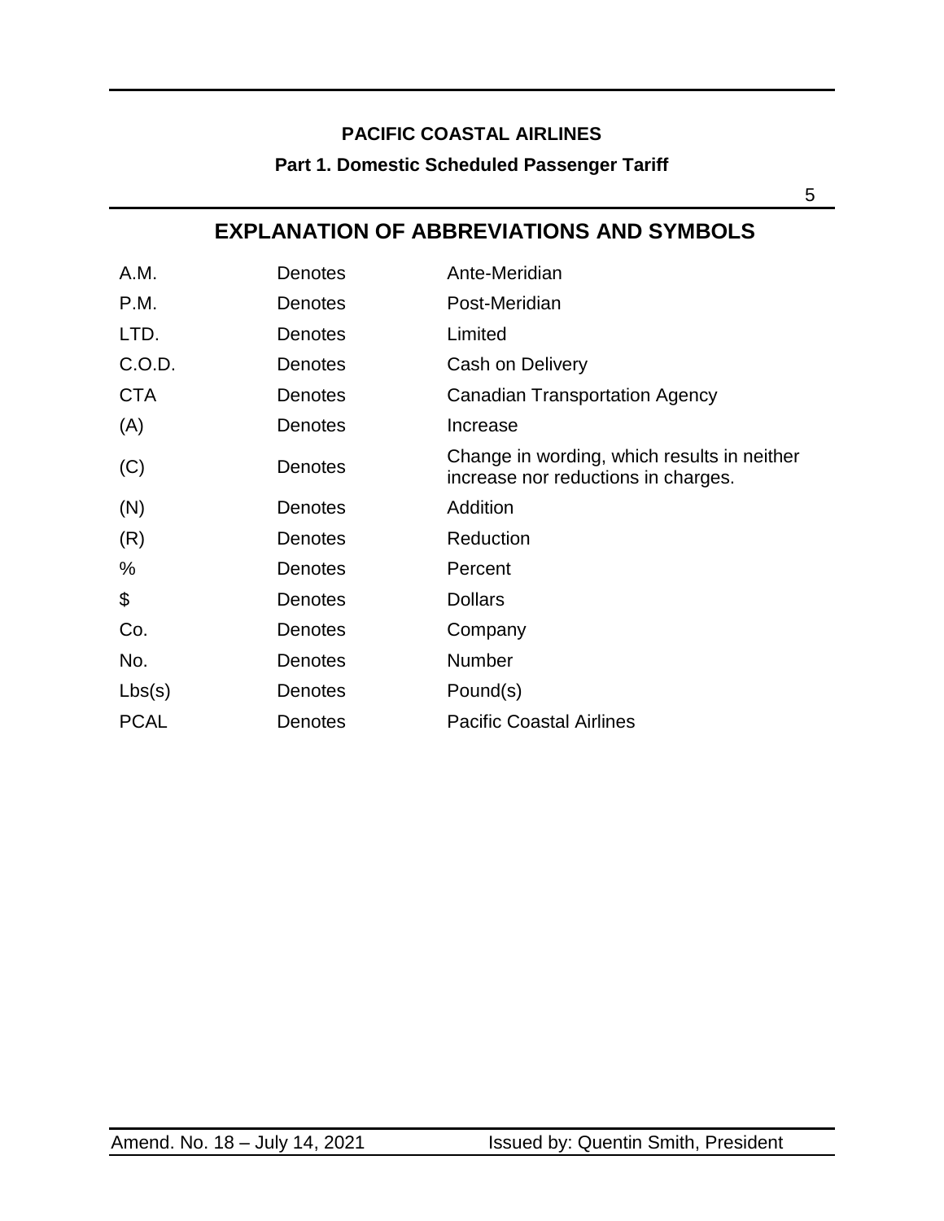# EXPLANATION OF ABBREVIATIONS AND SYMBOLS

| | | |
|---|---|---|
| A.M. | Denotes | Ante-Meridian |
| P.M. | Denotes | Post-Meridian |
| LTD. | Denotes | Limited |
| C.O.D. | Denotes | Cash on Delivery |
| CTA | Denotes | Canadian Transportation Agency |
| (A) | Denotes | Increase |
| (C) | Denotes | Change in wording, which results in neither increase nor reductions in charges. |
| (N) | Denotes | Addition |
| (R) | Denotes | Reduction |
| % | Denotes | Percent |
| $ | Denotes | Dollars |
| Co. | Denotes | Company |
| No. | Denotes | Number |
| Lbs(s) | Denotes | Pound(s) |
| PCAL | Denotes | Pacific Coastal Airlines |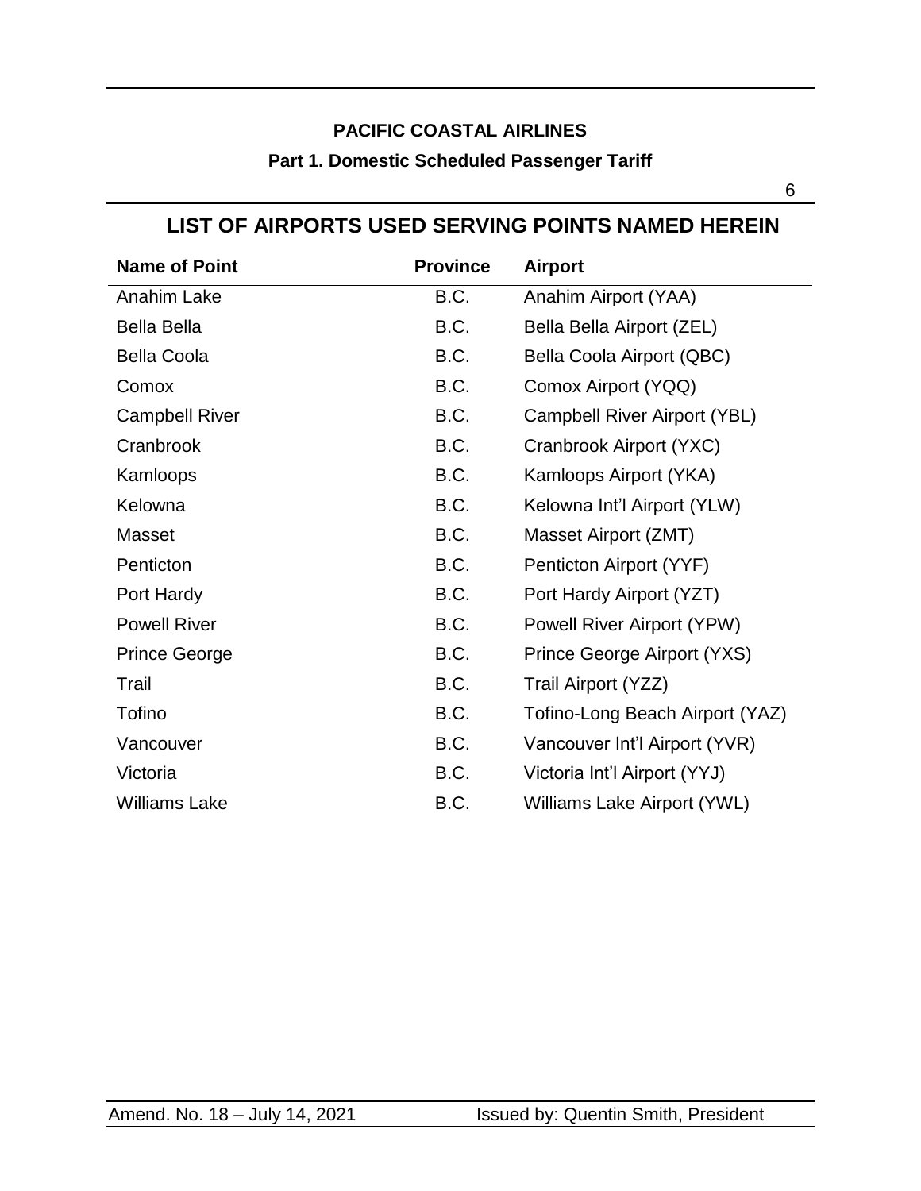## LIST OF AIRPORTS USED SERVING POINTS NAMED HEREIN

| Name of Point | Province | Airport |
|---|---|---|
| Anahim Lake | B.C. | Anahim Airport (YAA) |
| Bella Bella | B.C. | Bella Bella Airport (ZEL) |
| Bella Coola | B.C. | Bella Coola Airport (QBC) |
| Comox | B.C. | Comox Airport (YQQ) |
| Campbell River | B.C. | Campbell River Airport (YBL) |
| Cranbrook | B.C. | Cranbrook Airport (YXC) |
| Kamloops | B.C. | Kamloops Airport (YKA) |
| Kelowna | B.C. | Kelowna Int'l Airport (YLW) |
| Masset | B.C. | Masset Airport (ZMT) |
| Penticton | B.C. | Penticton Airport (YYF) |
| Port Hardy | B.C. | Port Hardy Airport (YZT) |
| Powell River | B.C. | Powell River Airport (YPW) |
| Prince George | B.C. | Prince George Airport (YXS) |
| Trail | B.C. | Trail Airport (YZZ) |
| Tofino | B.C. | Tofino-Long Beach Airport (YAZ) |
| Vancouver | B.C. | Vancouver Int'l Airport (YVR) |
| Victoria | B.C. | Victoria Int'l Airport (YYJ) |
| Williams Lake | B.C. | Williams Lake Airport (YWL) |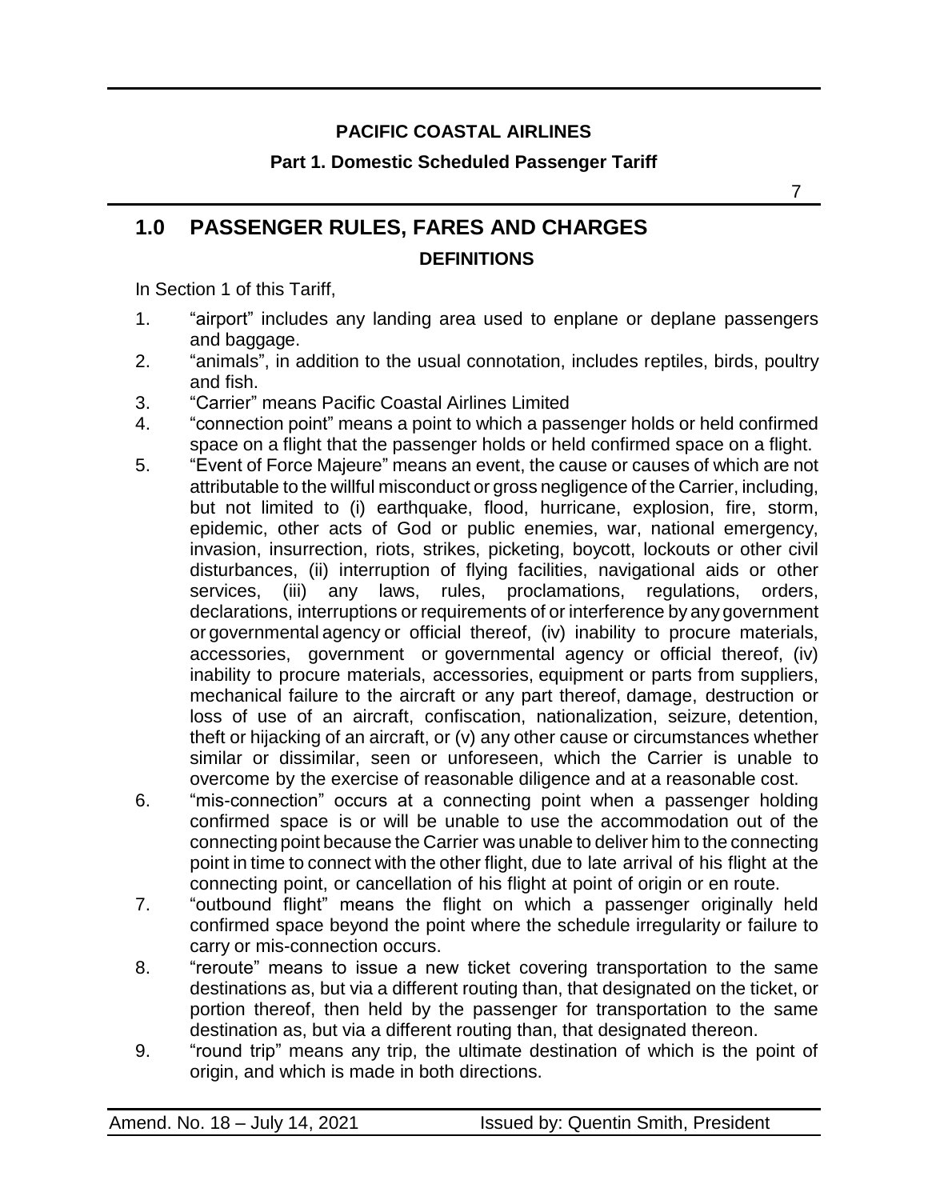## 1.0 PASSENGER RULES, FARES AND CHARGES

### DEFINITIONS

In Section 1 of this Tariff,

1. "airport" includes any landing area used to enplane or deplane passengers and baggage.
2. "animals", in addition to the usual connotation, includes reptiles, birds, poultry and fish.
3. "Carrier" means Pacific Coastal Airlines Limited
4. "connection point" means a point to which a passenger holds or held confirmed space on a flight that the passenger holds or held confirmed space on a flight.
5. "Event of Force Majeure" means an event, the cause or causes of which are not attributable to the willful misconduct or gross negligence of the Carrier, including, but not limited to (i) earthquake, flood, hurricane, explosion, fire, storm, epidemic, other acts of God or public enemies, war, national emergency, invasion, insurrection, riots, strikes, picketing, boycott, lockouts or other civil disturbances, (ii) interruption of flying facilities, navigational aids or other services, (iii) any laws, rules, proclamations, regulations, orders, declarations, interruptions or requirements of or interference by any government or governmental agency or official thereof, (iv) inability to procure materials, accessories, government or governmental agency or official thereof, (iv) inability to procure materials, accessories, equipment or parts from suppliers, mechanical failure to the aircraft or any part thereof, damage, destruction or loss of use of an aircraft, confiscation, nationalization, seizure, detention, theft or hijacking of an aircraft, or (v) any other cause or circumstances whether similar or dissimilar, seen or unforeseen, which the Carrier is unable to overcome by the exercise of reasonable diligence and at a reasonable cost.
6. "mis-connection" occurs at a connecting point when a passenger holding confirmed space is or will be unable to use the accommodation out of the connecting point because the Carrier was unable to deliver him to the connecting point in time to connect with the other flight, due to late arrival of his flight at the connecting point, or cancellation of his flight at point of origin or en route.
7. "outbound flight" means the flight on which a passenger originally held confirmed space beyond the point where the schedule irregularity or failure to carry or mis-connection occurs.
8. "reroute" means to issue a new ticket covering transportation to the same destinations as, but via a different routing than, that designated on the ticket, or portion thereof, then held by the passenger for transportation to the same destination as, but via a different routing than, that designated thereon.
9. "round trip" means any trip, the ultimate destination of which is the point of origin, and which is made in both directions.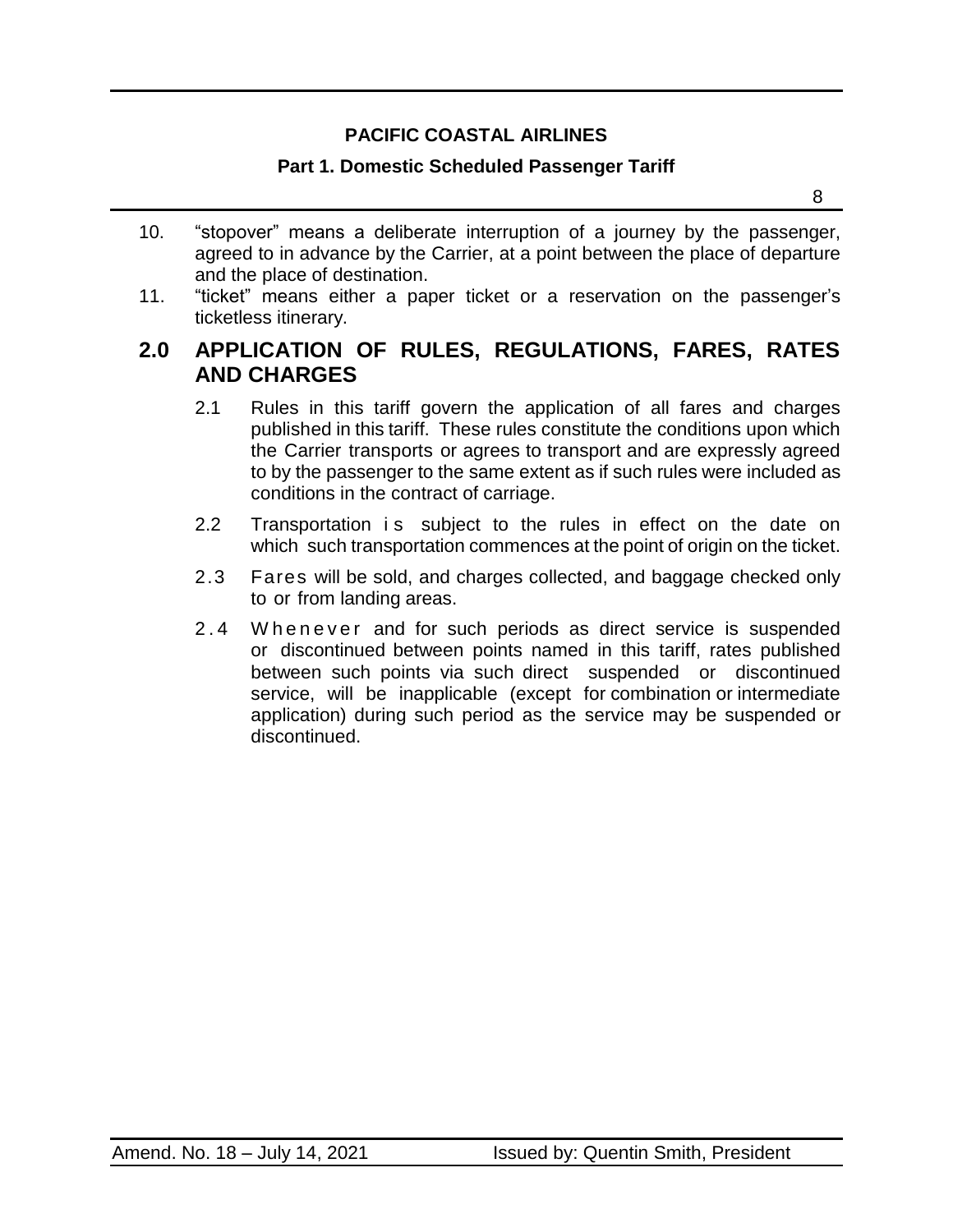10. “stopover” means a deliberate interruption of a journey by the passenger, agreed to in advance by the Carrier, at a point between the place of departure and the place of destination.
11. “ticket” means either a paper ticket or a reservation on the passenger’s ticketless itinerary.

## 2.0 APPLICATION OF RULES, REGULATIONS, FARES, RATES AND CHARGES

2.1 Rules in this tariff govern the application of all fares and charges published in this tariff. These rules constitute the conditions upon which the Carrier transports or agrees to transport and are expressly agreed to by the passenger to the same extent as if such rules were included as conditions in the contract of carriage.

2.2 Transportation is subject to the rules in effect on the date on which such transportation commences at the point of origin on the ticket.

2.3 Fares will be sold, and charges collected, and baggage checked only to or from landing areas.

2.4 Whenever and for such periods as direct service is suspended or discontinued between points named in this tariff, rates published between such points via such direct suspended or discontinued service, will be inapplicable (except for combination or intermediate application) during such period as the service may be suspended or discontinued.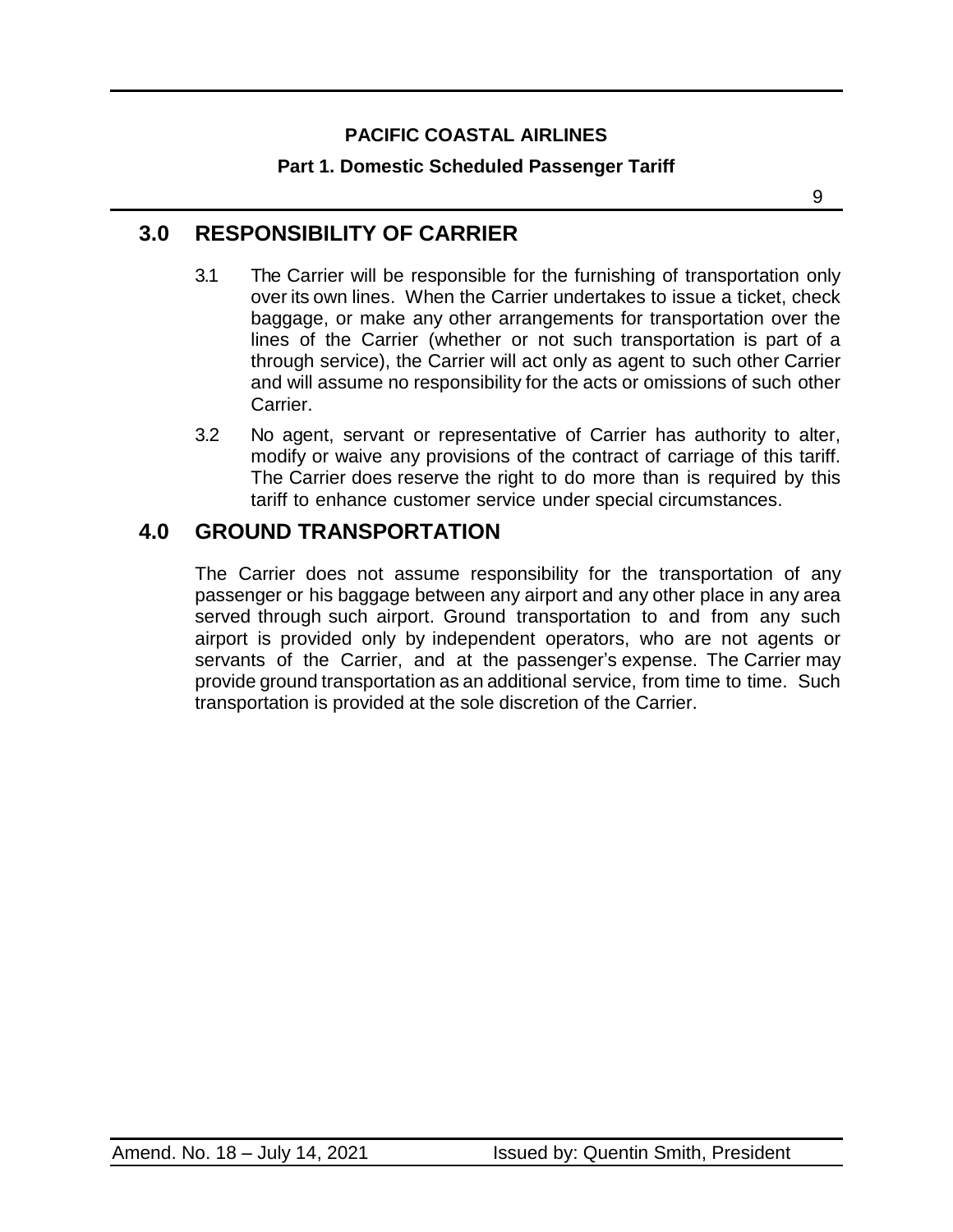## 3.0 RESPONSIBILITY OF CARRIER

3.1 The Carrier will be responsible for the furnishing of transportation only over its own lines. When the Carrier undertakes to issue a ticket, check baggage, or make any other arrangements for transportation over the lines of the Carrier (whether or not such transportation is part of a through service), the Carrier will act only as agent to such other Carrier and will assume no responsibility for the acts or omissions of such other Carrier.

3.2 No agent, servant or representative of Carrier has authority to alter, modify or waive any provisions of the contract of carriage of this tariff. The Carrier does reserve the right to do more than is required by this tariff to enhance customer service under special circumstances.

## 4.0 GROUND TRANSPORTATION

The Carrier does not assume responsibility for the transportation of any passenger or his baggage between any airport and any other place in any area served through such airport. Ground transportation to and from any such airport is provided only by independent operators, who are not agents or servants of the Carrier, and at the passenger's expense. The Carrier may provide ground transportation as an additional service, from time to time. Such transportation is provided at the sole discretion of the Carrier.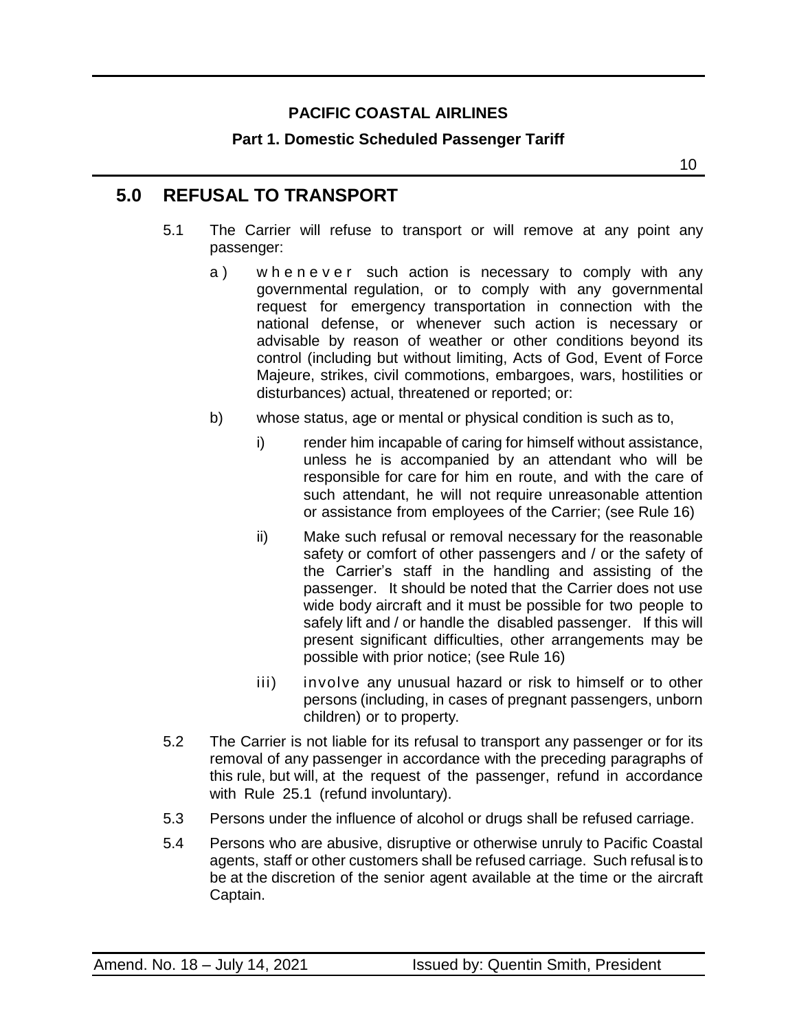## 5.0 REFUSAL TO TRANSPORT

5.1 The Carrier will refuse to transport or will remove at any point any passenger:

a) whenever such action is necessary to comply with any governmental regulation, or to comply with any governmental request for emergency transportation in connection with the national defense, or whenever such action is necessary or advisable by reason of weather or other conditions beyond its control (including but without limiting, Acts of God, Event of Force Majeure, strikes, civil commotions, embargoes, wars, hostilities or disturbances) actual, threatened or reported; or:

b) whose status, age or mental or physical condition is such as to,

i) render him incapable of caring for himself without assistance, unless he is accompanied by an attendant who will be responsible for care for him en route, and with the care of such attendant, he will not require unreasonable attention or assistance from employees of the Carrier; (see Rule 16)

ii) Make such refusal or removal necessary for the reasonable safety or comfort of other passengers and / or the safety of the Carrier's staff in the handling and assisting of the passenger. It should be noted that the Carrier does not use wide body aircraft and it must be possible for two people to safely lift and / or handle the disabled passenger. If this will present significant difficulties, other arrangements may be possible with prior notice; (see Rule 16)

iii) involve any unusual hazard or risk to himself or to other persons (including, in cases of pregnant passengers, unborn children) or to property.

5.2 The Carrier is not liable for its refusal to transport any passenger or for its removal of any passenger in accordance with the preceding paragraphs of this rule, but will, at the request of the passenger, refund in accordance with Rule 25.1 (refund involuntary).

5.3 Persons under the influence of alcohol or drugs shall be refused carriage.

5.4 Persons who are abusive, disruptive or otherwise unruly to Pacific Coastal agents, staff or other customers shall be refused carriage. Such refusal is to be at the discretion of the senior agent available at the time or the aircraft Captain.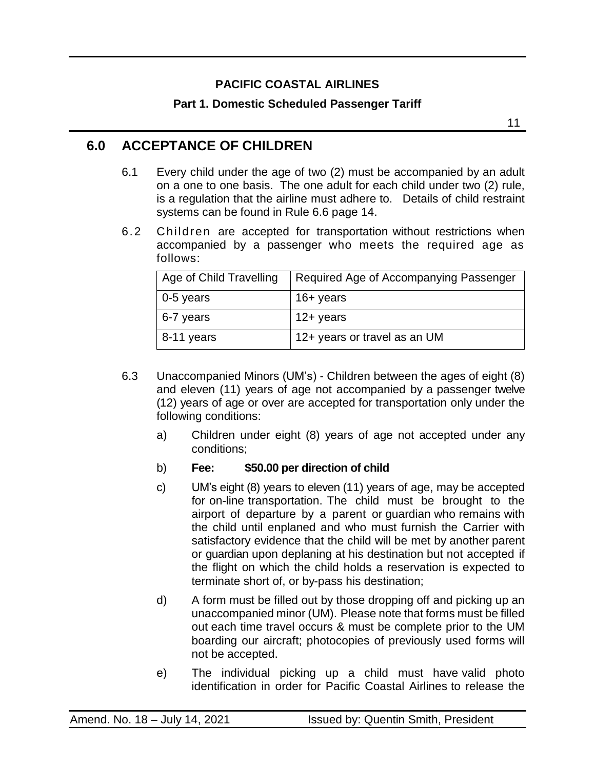## 6.0 ACCEPTANCE OF CHILDREN

6.1 Every child under the age of two (2) must be accompanied by an adult on a one to one basis. The one adult for each child under two (2) rule, is a regulation that the airline must adhere to. Details of child restraint systems can be found in Rule 6.6 page 14.

6.2 Children are accepted for transportation without restrictions when accompanied by a passenger who meets the required age as follows:

| Age of Child Travelling | Required Age of Accompanying Passenger |
|---|---|
| 0-5 years | 16+ years |
| 6-7 years | 12+ years |
| 8-11 years | 12+ years or travel as an UM |

6.3 Unaccompanied Minors (UM's) - Children between the ages of eight (8) and eleven (11) years of age not accompanied by a passenger twelve (12) years of age or over are accepted for transportation only under the following conditions:

a) Children under eight (8) years of age not accepted under any conditions;

b) **Fee: $50.00 per direction of child**

c) UM's eight (8) years to eleven (11) years of age, may be accepted for on-line transportation. The child must be brought to the airport of departure by a parent or guardian who remains with the child until enplaned and who must furnish the Carrier with satisfactory evidence that the child will be met by another parent or guardian upon deplaning at his destination but not accepted if the flight on which the child holds a reservation is expected to terminate short of, or by-pass his destination;

d) A form must be filled out by those dropping off and picking up an unaccompanied minor (UM). Please note that forms must be filled out each time travel occurs & must be complete prior to the UM boarding our aircraft; photocopies of previously used forms will not be accepted.

e) The individual picking up a child must have valid photo identification in order for Pacific Coastal Airlines to release the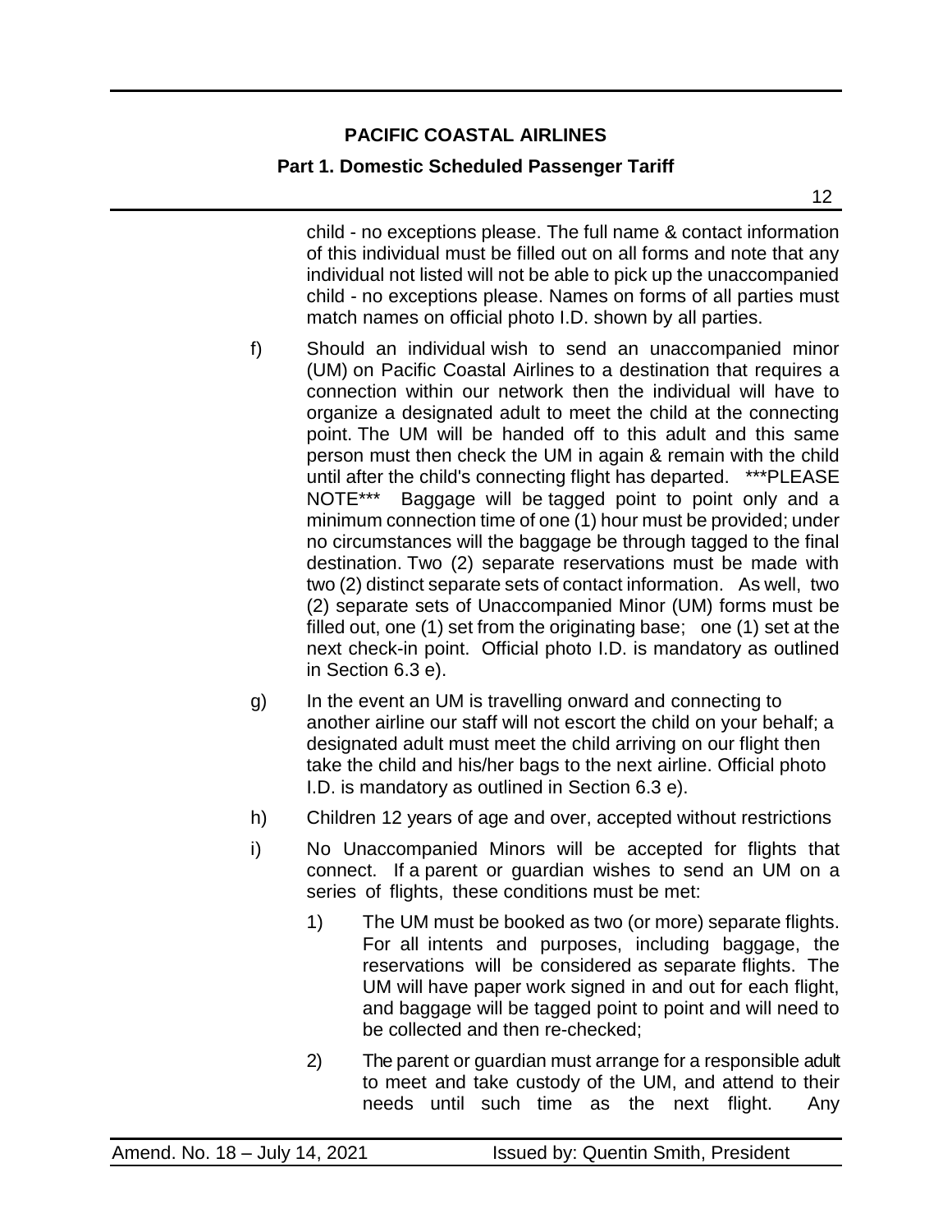child - no exceptions please. The full name & contact information of this individual must be filled out on all forms and note that any individual not listed will not be able to pick up the unaccompanied child - no exceptions please. Names on forms of all parties must match names on official photo I.D. shown by all parties.

f) Should an individual wish to send an unaccompanied minor (UM) on Pacific Coastal Airlines to a destination that requires a connection within our network then the individual will have to organize a designated adult to meet the child at the connecting point. The UM will be handed off to this adult and this same person must then check the UM in again & remain with the child until after the child's connecting flight has departed. ***PLEASE NOTE*** Baggage will be tagged point to point only and a minimum connection time of one (1) hour must be provided; under no circumstances will the baggage be through tagged to the final destination. Two (2) separate reservations must be made with two (2) distinct separate sets of contact information. As well, two (2) separate sets of Unaccompanied Minor (UM) forms must be filled out, one (1) set from the originating base; one (1) set at the next check-in point. Official photo I.D. is mandatory as outlined in Section 6.3 e).

g) In the event an UM is travelling onward and connecting to another airline our staff will not escort the child on your behalf; a designated adult must meet the child arriving on our flight then take the child and his/her bags to the next airline. Official photo I.D. is mandatory as outlined in Section 6.3 e).

h) Children 12 years of age and over, accepted without restrictions

i) No Unaccompanied Minors will be accepted for flights that connect. If a parent or guardian wishes to send an UM on a series of flights, these conditions must be met:

   1) The UM must be booked as two (or more) separate flights. For all intents and purposes, including baggage, the reservations will be considered as separate flights. The UM will have paper work signed in and out for each flight, and baggage will be tagged point to point and will need to be collected and then re-checked;

   2) The parent or guardian must arrange for a responsible adult to meet and take custody of the UM, and attend to their needs until such time as the next flight. Any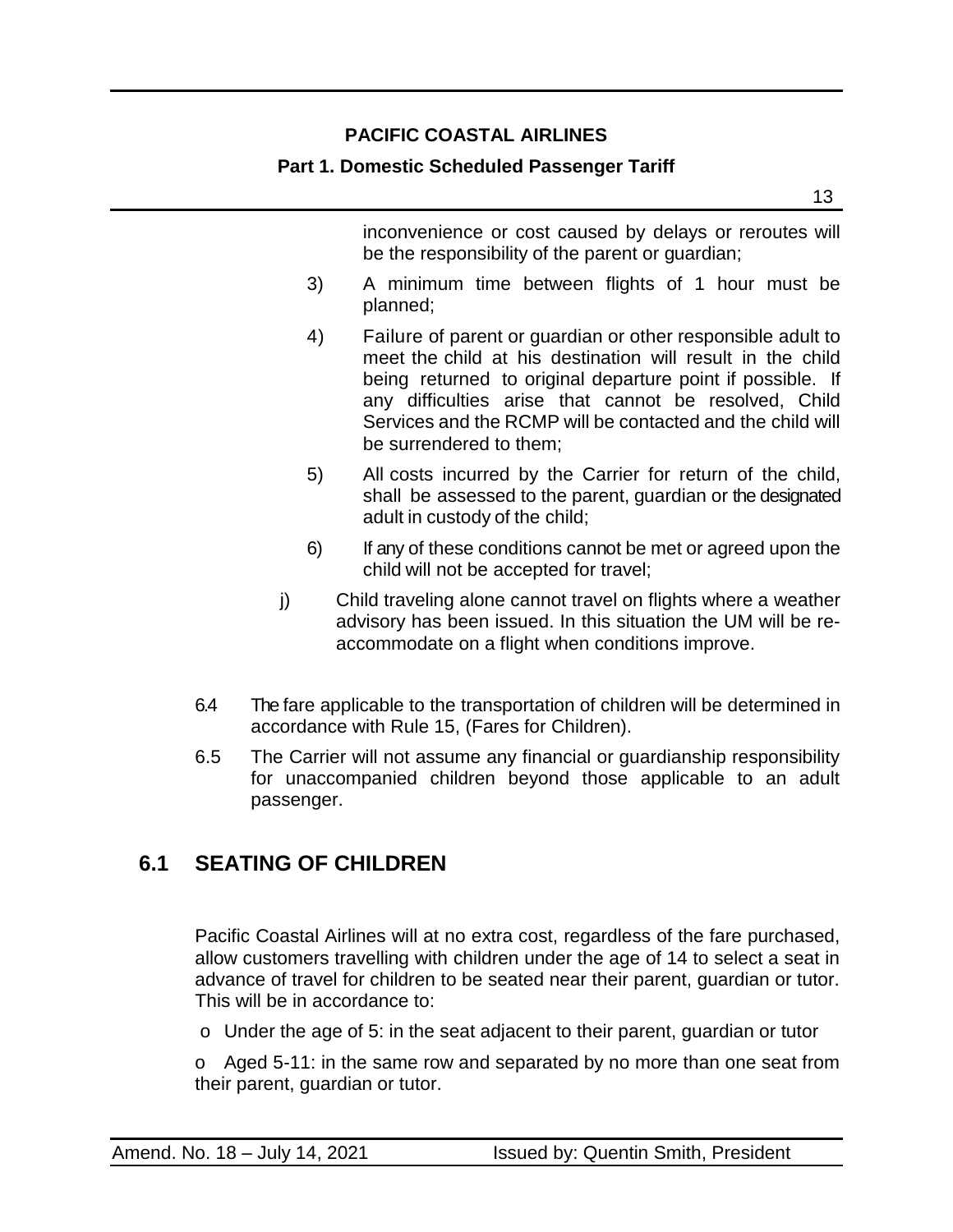inconvenience or cost caused by delays or reroutes will be the responsibility of the parent or guardian;

3) A minimum time between flights of 1 hour must be planned;

4) Failure of parent or guardian or other responsible adult to meet the child at his destination will result in the child being returned to original departure point if possible. If any difficulties arise that cannot be resolved, Child Services and the RCMP will be contacted and the child will be surrendered to them;

5) All costs incurred by the Carrier for return of the child, shall be assessed to the parent, guardian or the designated adult in custody of the child;

6) If any of these conditions cannot be met or agreed upon the child will not be accepted for travel;

j) Child traveling alone cannot travel on flights where a weather advisory has been issued. In this situation the UM will be re-accommodate on a flight when conditions improve.

6.4 The fare applicable to the transportation of children will be determined in accordance with Rule 15, (Fares for Children).

6.5 The Carrier will not assume any financial or guardianship responsibility for unaccompanied children beyond those applicable to an adult passenger.

## 6.1 SEATING OF CHILDREN

Pacific Coastal Airlines will at no extra cost, regardless of the fare purchased, allow customers travelling with children under the age of 14 to select a seat in advance of travel for children to be seated near their parent, guardian or tutor. This will be in accordance to:

- Under the age of 5: in the seat adjacent to their parent, guardian or tutor
- Aged 5-11: in the same row and separated by no more than one seat from their parent, guardian or tutor.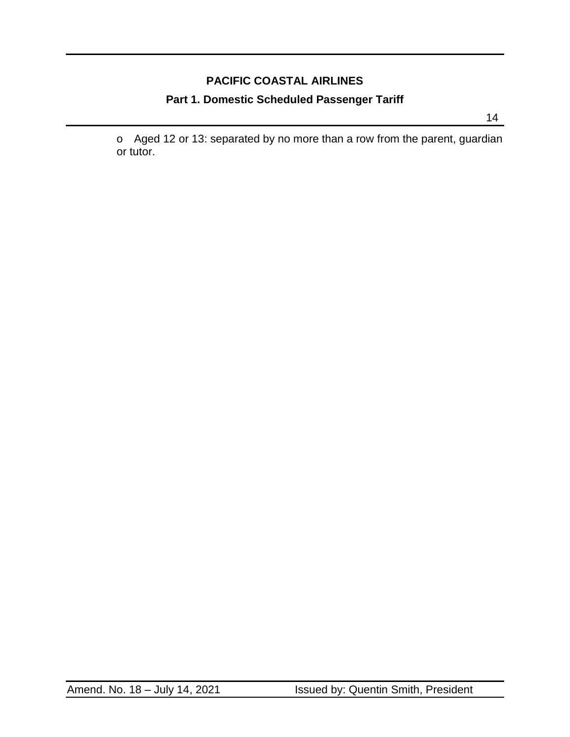- Aged 12 or 13: separated by no more than a row from the parent, guardian or tutor.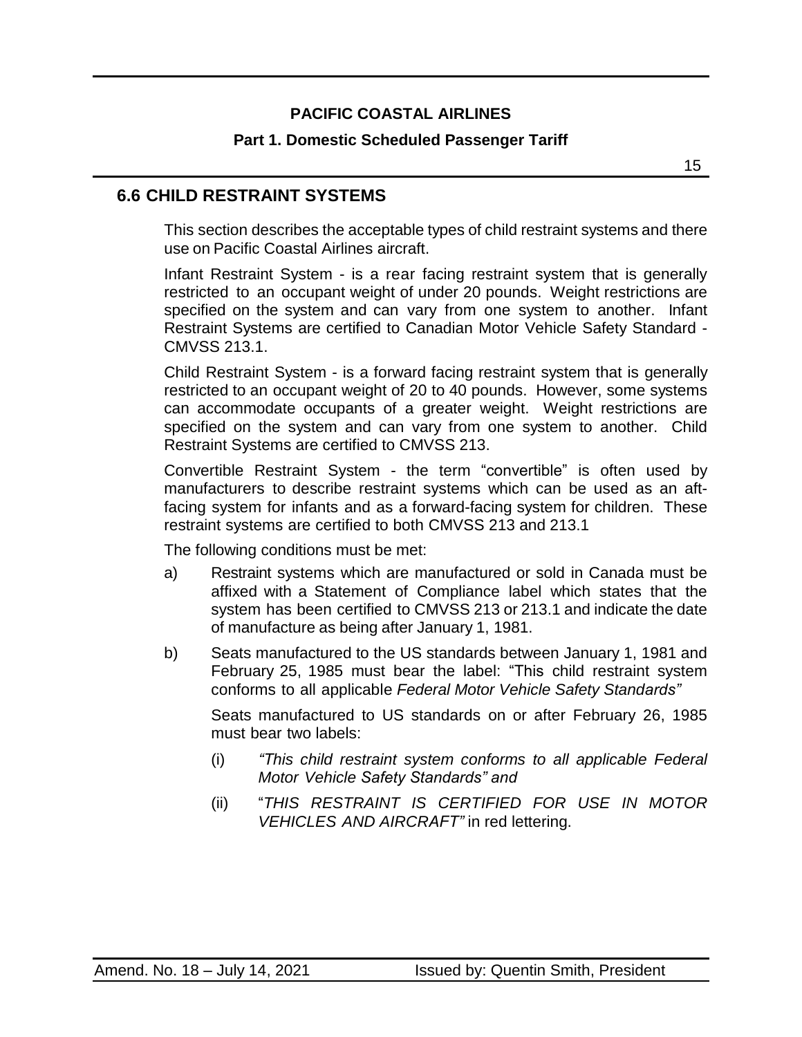## 6.6 CHILD RESTRAINT SYSTEMS

This section describes the acceptable types of child restraint systems and there use on Pacific Coastal Airlines aircraft.

Infant Restraint System - is a rear facing restraint system that is generally restricted to an occupant weight of under 20 pounds. Weight restrictions are specified on the system and can vary from one system to another. Infant Restraint Systems are certified to Canadian Motor Vehicle Safety Standard - CMVSS 213.1.

Child Restraint System - is a forward facing restraint system that is generally restricted to an occupant weight of 20 to 40 pounds. However, some systems can accommodate occupants of a greater weight. Weight restrictions are specified on the system and can vary from one system to another. Child Restraint Systems are certified to CMVSS 213.

Convertible Restraint System - the term "convertible" is often used by manufacturers to describe restraint systems which can be used as an aft-facing system for infants and as a forward-facing system for children. These restraint systems are certified to both CMVSS 213 and 213.1

The following conditions must be met:

a) Restraint systems which are manufactured or sold in Canada must be affixed with a Statement of Compliance label which states that the system has been certified to CMVSS 213 or 213.1 and indicate the date of manufacture as being after January 1, 1981.

b) Seats manufactured to the US standards between January 1, 1981 and February 25, 1985 must bear the label: "This child restraint system conforms to all applicable *Federal Motor Vehicle Safety Standards"*

   Seats manufactured to US standards on or after February 26, 1985 must bear two labels:

   (i) *"This child restraint system conforms to all applicable Federal Motor Vehicle Safety Standards" and*

   (ii) "*THIS RESTRAINT IS CERTIFIED FOR USE IN MOTOR VEHICLES AND AIRCRAFT"* in red lettering.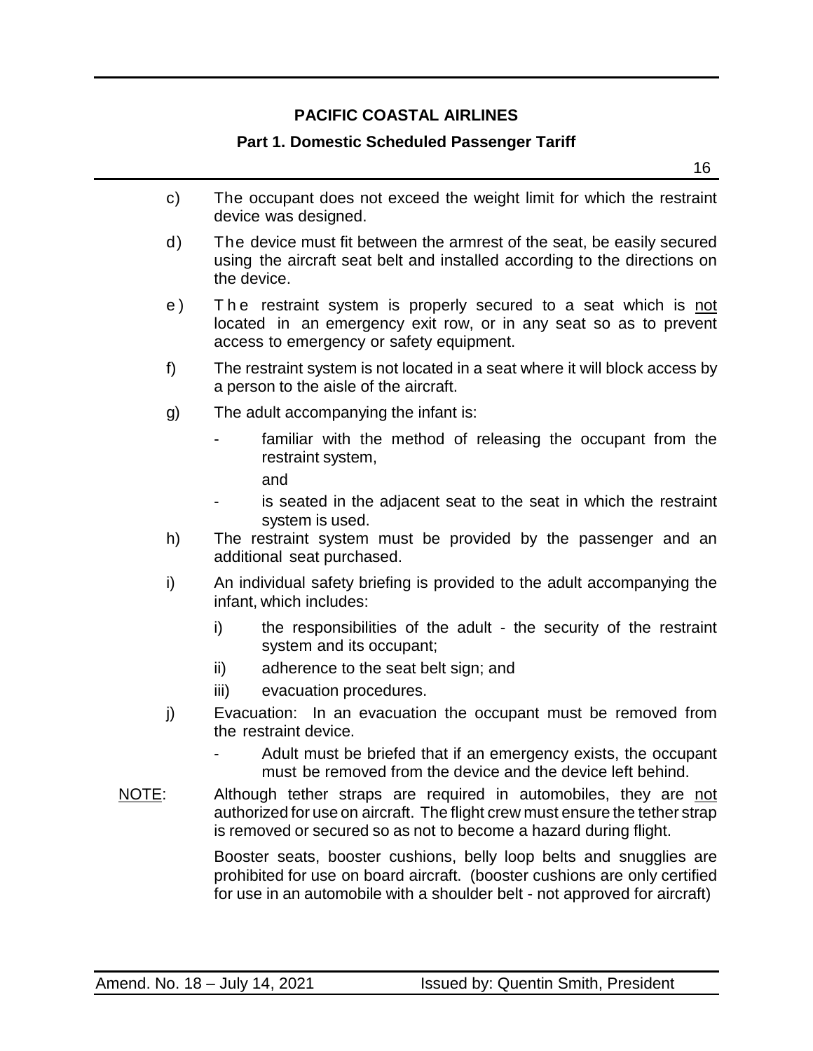c) The occupant does not exceed the weight limit for which the restraint device was designed.

d) The device must fit between the armrest of the seat, be easily secured using the aircraft seat belt and installed according to the directions on the device.

e) The restraint system is properly secured to a seat which is not located in an emergency exit row, or in any seat so as to prevent access to emergency or safety equipment.

f) The restraint system is not located in a seat where it will block access by a person to the aisle of the aircraft.

g) The adult accompanying the infant is:

- familiar with the method of releasing the occupant from the restraint system,

  and

- is seated in the adjacent seat to the seat in which the restraint system is used.

h) The restraint system must be provided by the passenger and an additional seat purchased.

i) An individual safety briefing is provided to the adult accompanying the infant, which includes:

   i) the responsibilities of the adult - the security of the restraint system and its occupant;

   ii) adherence to the seat belt sign; and

   iii) evacuation procedures.

j) Evacuation: In an evacuation the occupant must be removed from the restraint device.

- Adult must be briefed that if an emergency exists, the occupant must be removed from the device and the device left behind.

NOTE: Although tether straps are required in automobiles, they are not authorized for use on aircraft. The flight crew must ensure the tether strap is removed or secured so as not to become a hazard during flight.

Booster seats, booster cushions, belly loop belts and snugglies are prohibited for use on board aircraft. (booster cushions are only certified for use in an automobile with a shoulder belt - not approved for aircraft)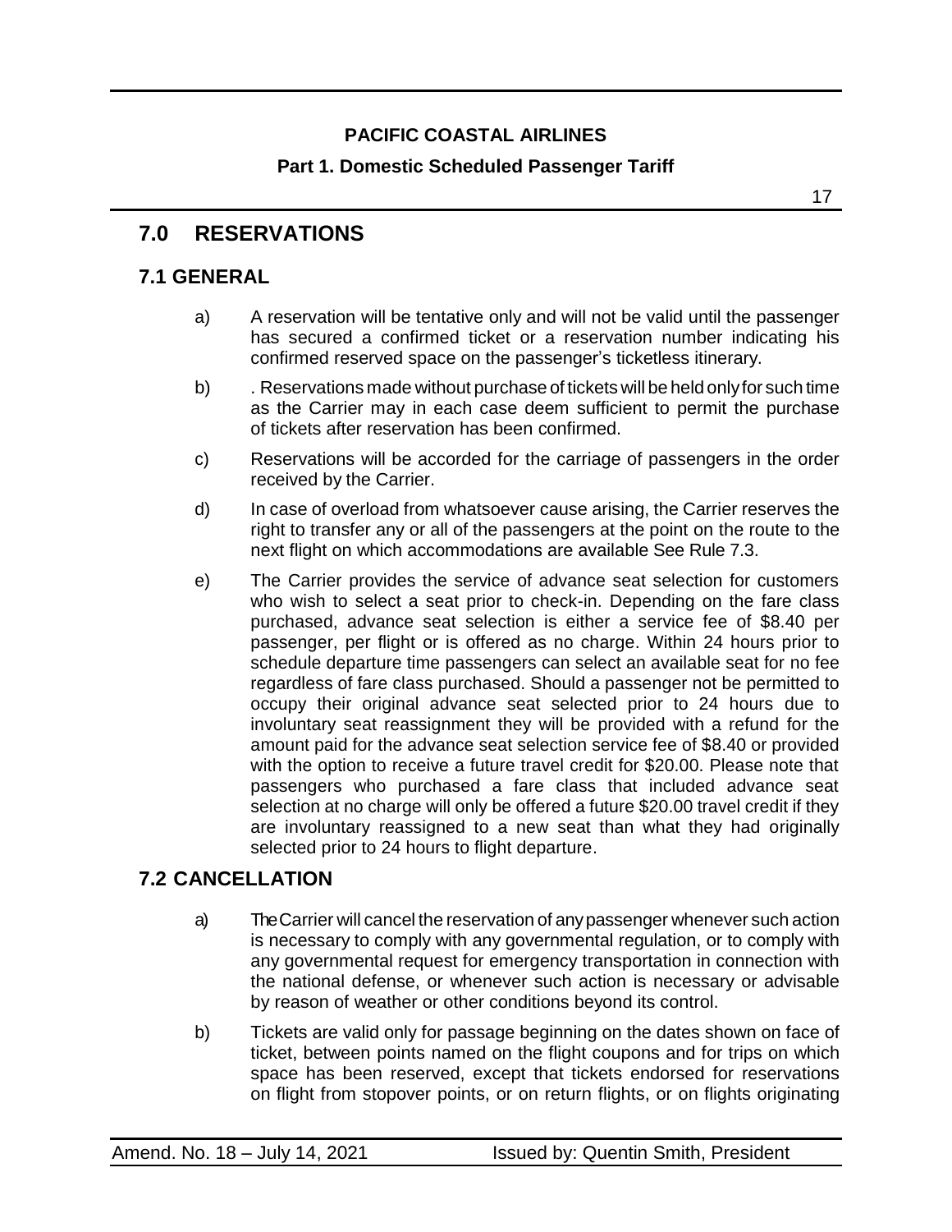# 7.0 RESERVATIONS

## 7.1 GENERAL

a) A reservation will be tentative only and will not be valid until the passenger has secured a confirmed ticket or a reservation number indicating his confirmed reserved space on the passenger's ticketless itinerary.

b) . Reservations made without purchase of tickets will be held only for such time as the Carrier may in each case deem sufficient to permit the purchase of tickets after reservation has been confirmed.

c) Reservations will be accorded for the carriage of passengers in the order received by the Carrier.

d) In case of overload from whatsoever cause arising, the Carrier reserves the right to transfer any or all of the passengers at the point on the route to the next flight on which accommodations are available See Rule 7.3.

e) The Carrier provides the service of advance seat selection for customers who wish to select a seat prior to check-in. Depending on the fare class purchased, advance seat selection is either a service fee of $8.40 per passenger, per flight or is offered as no charge. Within 24 hours prior to schedule departure time passengers can select an available seat for no fee regardless of fare class purchased. Should a passenger not be permitted to occupy their original advance seat selected prior to 24 hours due to involuntary seat reassignment they will be provided with a refund for the amount paid for the advance seat selection service fee of $8.40 or provided with the option to receive a future travel credit for $20.00. Please note that passengers who purchased a fare class that included advance seat selection at no charge will only be offered a future $20.00 travel credit if they are involuntary reassigned to a new seat than what they had originally selected prior to 24 hours to flight departure.

## 7.2 CANCELLATION

a) The Carrier will cancel the reservation of any passenger whenever such action is necessary to comply with any governmental regulation, or to comply with any governmental request for emergency transportation in connection with the national defense, or whenever such action is necessary or advisable by reason of weather or other conditions beyond its control.

b) Tickets are valid only for passage beginning on the dates shown on face of ticket, between points named on the flight coupons and for trips on which space has been reserved, except that tickets endorsed for reservations on flight from stopover points, or on return flights, or on flights originating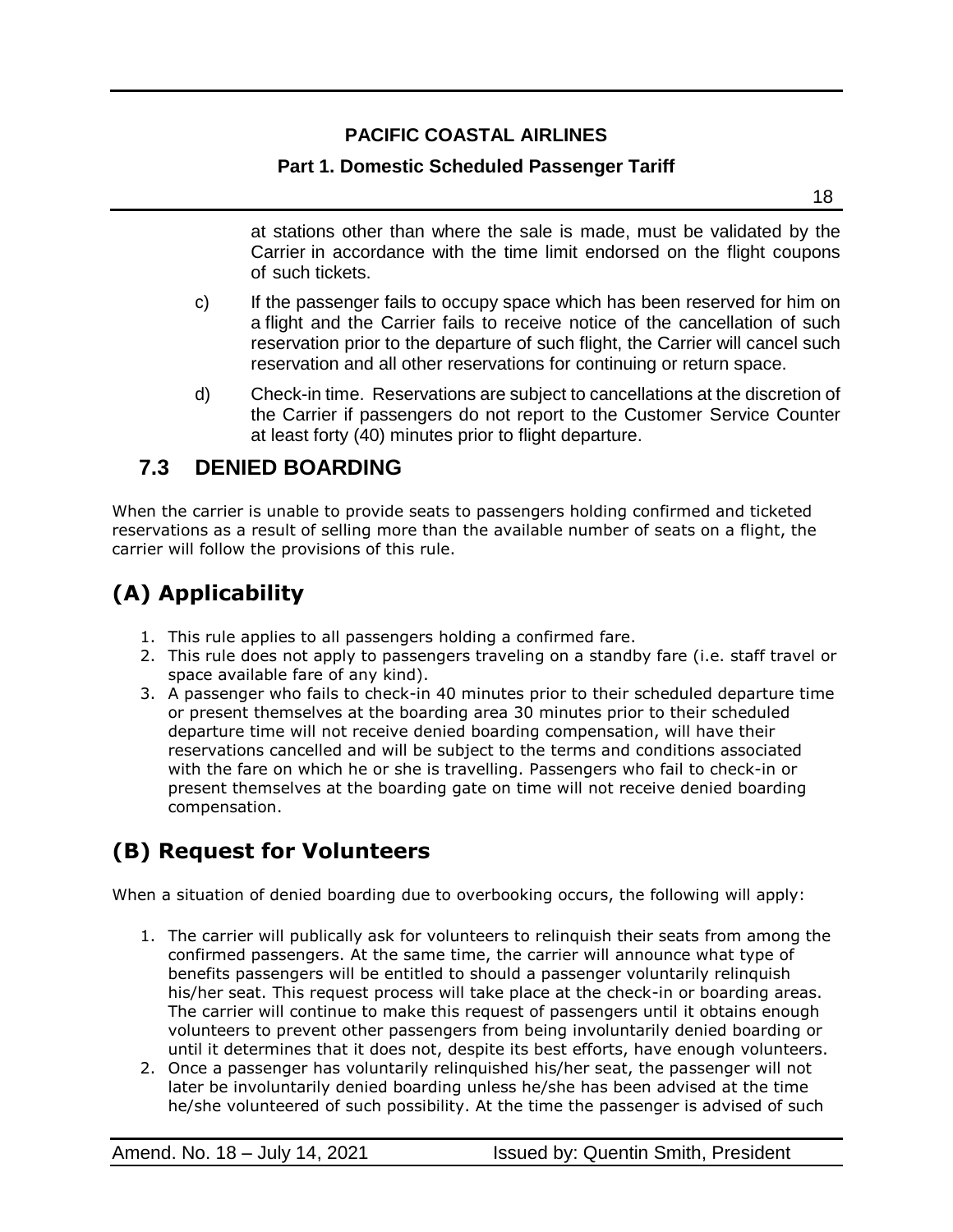at stations other than where the sale is made, must be validated by the Carrier in accordance with the time limit endorsed on the flight coupons of such tickets.

c) If the passenger fails to occupy space which has been reserved for him on a flight and the Carrier fails to receive notice of the cancellation of such reservation prior to the departure of such flight, the Carrier will cancel such reservation and all other reservations for continuing or return space.

d) Check-in time. Reservations are subject to cancellations at the discretion of the Carrier if passengers do not report to the Customer Service Counter at least forty (40) minutes prior to flight departure.

## 7.3 DENIED BOARDING

When the carrier is unable to provide seats to passengers holding confirmed and ticketed reservations as a result of selling more than the available number of seats on a flight, the carrier will follow the provisions of this rule.

## (A) Applicability

1. This rule applies to all passengers holding a confirmed fare.
2. This rule does not apply to passengers traveling on a standby fare (i.e. staff travel or space available fare of any kind).
3. A passenger who fails to check-in 40 minutes prior to their scheduled departure time or present themselves at the boarding area 30 minutes prior to their scheduled departure time will not receive denied boarding compensation, will have their reservations cancelled and will be subject to the terms and conditions associated with the fare on which he or she is travelling. Passengers who fail to check-in or present themselves at the boarding gate on time will not receive denied boarding compensation.

## (B) Request for Volunteers

When a situation of denied boarding due to overbooking occurs, the following will apply:

1. The carrier will publically ask for volunteers to relinquish their seats from among the confirmed passengers. At the same time, the carrier will announce what type of benefits passengers will be entitled to should a passenger voluntarily relinquish his/her seat. This request process will take place at the check-in or boarding areas. The carrier will continue to make this request of passengers until it obtains enough volunteers to prevent other passengers from being involuntarily denied boarding or until it determines that it does not, despite its best efforts, have enough volunteers.
2. Once a passenger has voluntarily relinquished his/her seat, the passenger will not later be involuntarily denied boarding unless he/she has been advised at the time he/she volunteered of such possibility. At the time the passenger is advised of such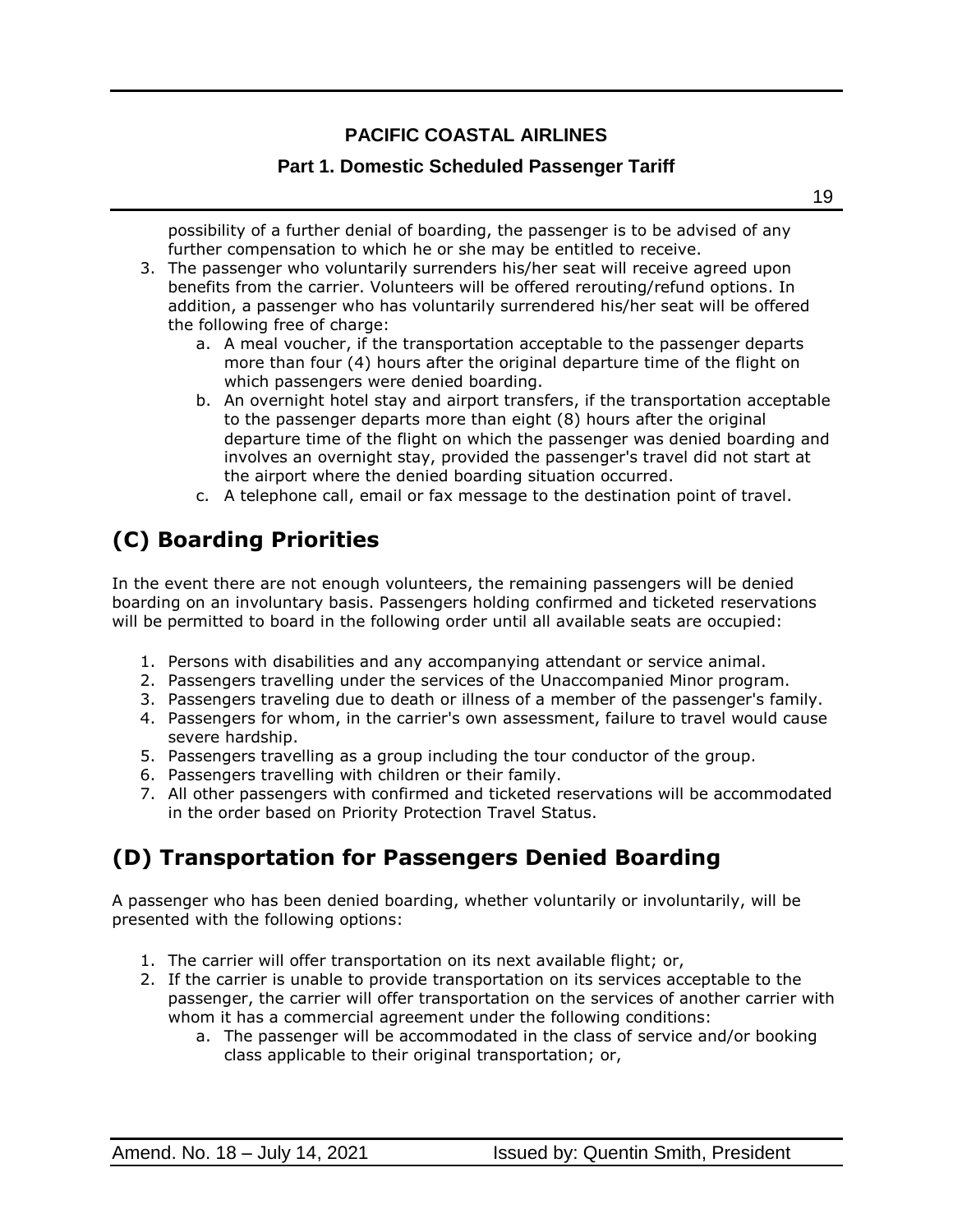possibility of a further denial of boarding, the passenger is to be advised of any further compensation to which he or she may be entitled to receive.

3. The passenger who voluntarily surrenders his/her seat will receive agreed upon benefits from the carrier. Volunteers will be offered rerouting/refund options. In addition, a passenger who has voluntarily surrendered his/her seat will be offered the following free of charge:
    a. A meal voucher, if the transportation acceptable to the passenger departs more than four (4) hours after the original departure time of the flight on which passengers were denied boarding.
    b. An overnight hotel stay and airport transfers, if the transportation acceptable to the passenger departs more than eight (8) hours after the original departure time of the flight on which the passenger was denied boarding and involves an overnight stay, provided the passenger's travel did not start at the airport where the denied boarding situation occurred.
    c. A telephone call, email or fax message to the destination point of travel.

## (C) Boarding Priorities

In the event there are not enough volunteers, the remaining passengers will be denied boarding on an involuntary basis. Passengers holding confirmed and ticketed reservations will be permitted to board in the following order until all available seats are occupied:

1. Persons with disabilities and any accompanying attendant or service animal.
2. Passengers travelling under the services of the Unaccompanied Minor program.
3. Passengers traveling due to death or illness of a member of the passenger's family.
4. Passengers for whom, in the carrier's own assessment, failure to travel would cause severe hardship.
5. Passengers travelling as a group including the tour conductor of the group.
6. Passengers travelling with children or their family.
7. All other passengers with confirmed and ticketed reservations will be accommodated in the order based on Priority Protection Travel Status.

## (D) Transportation for Passengers Denied Boarding

A passenger who has been denied boarding, whether voluntarily or involuntarily, will be presented with the following options:

1. The carrier will offer transportation on its next available flight; or,
2. If the carrier is unable to provide transportation on its services acceptable to the passenger, the carrier will offer transportation on the services of another carrier with whom it has a commercial agreement under the following conditions:
    a. The passenger will be accommodated in the class of service and/or booking class applicable to their original transportation; or,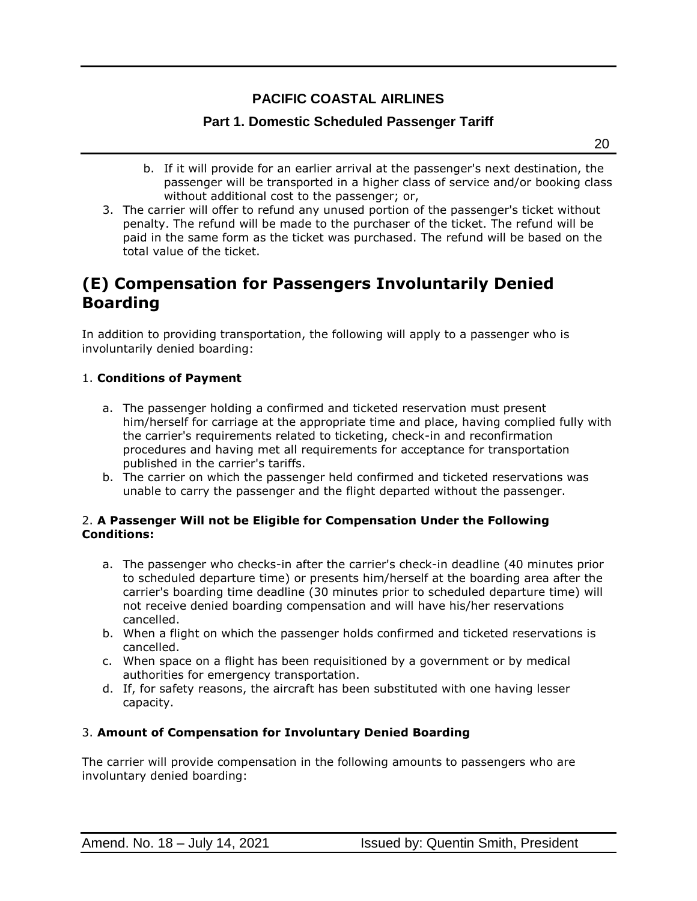b. If it will provide for an earlier arrival at the passenger's next destination, the passenger will be transported in a higher class of service and/or booking class without additional cost to the passenger; or,

3. The carrier will offer to refund any unused portion of the passenger's ticket without penalty. The refund will be made to the purchaser of the ticket. The refund will be paid in the same form as the ticket was purchased. The refund will be based on the total value of the ticket.

## (E) Compensation for Passengers Involuntarily Denied Boarding

In addition to providing transportation, the following will apply to a passenger who is involuntarily denied boarding:

1. **Conditions of Payment**

   a. The passenger holding a confirmed and ticketed reservation must present him/herself for carriage at the appropriate time and place, having complied fully with the carrier's requirements related to ticketing, check-in and reconfirmation procedures and having met all requirements for acceptance for transportation published in the carrier's tariffs.
   b. The carrier on which the passenger held confirmed and ticketed reservations was unable to carry the passenger and the flight departed without the passenger.

2. **A Passenger Will not be Eligible for Compensation Under the Following Conditions:**

   a. The passenger who checks-in after the carrier's check-in deadline (40 minutes prior to scheduled departure time) or presents him/herself at the boarding area after the carrier's boarding time deadline (30 minutes prior to scheduled departure time) will not receive denied boarding compensation and will have his/her reservations cancelled.
   b. When a flight on which the passenger holds confirmed and ticketed reservations is cancelled.
   c. When space on a flight has been requisitioned by a government or by medical authorities for emergency transportation.
   d. If, for safety reasons, the aircraft has been substituted with one having lesser capacity.

3. **Amount of Compensation for Involuntary Denied Boarding**

The carrier will provide compensation in the following amounts to passengers who are involuntary denied boarding: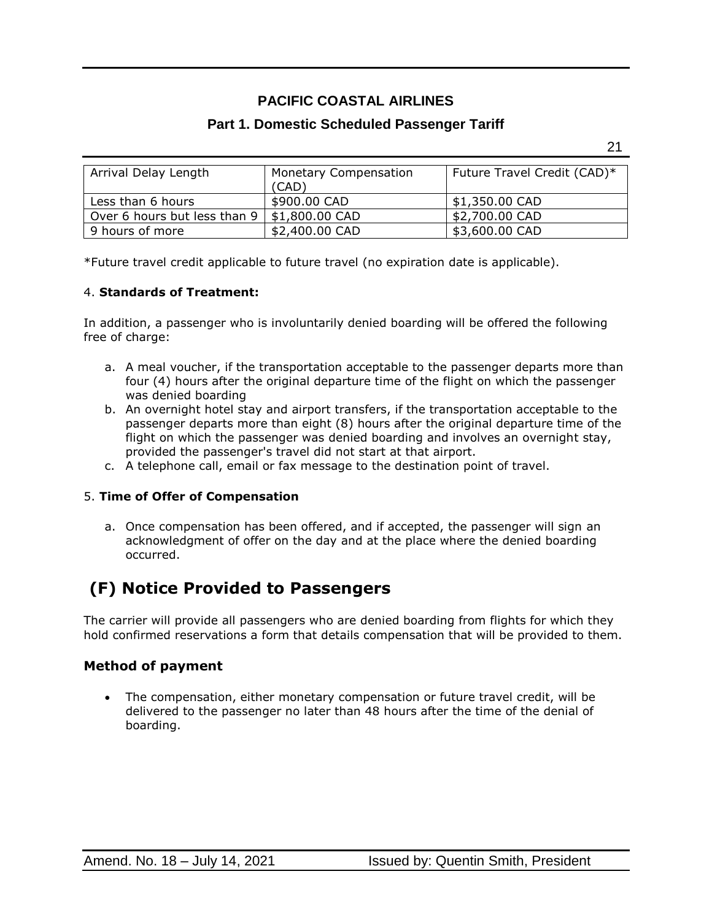| Arrival Delay Length | Monetary Compensation (CAD) | Future Travel Credit (CAD)* |
|---|---|---|
| Less than 6 hours | $900.00 CAD | $1,350.00 CAD |
| Over 6 hours but less than 9 | $1,800.00 CAD | $2,700.00 CAD |
| 9 hours of more | $2,400.00 CAD | $3,600.00 CAD |

*Future travel credit applicable to future travel (no expiration date is applicable).

4. **Standards of Treatment:**

In addition, a passenger who is involuntarily denied boarding will be offered the following free of charge:

a. A meal voucher, if the transportation acceptable to the passenger departs more than four (4) hours after the original departure time of the flight on which the passenger was denied boarding
b. An overnight hotel stay and airport transfers, if the transportation acceptable to the passenger departs more than eight (8) hours after the original departure time of the flight on which the passenger was denied boarding and involves an overnight stay, provided the passenger's travel did not start at that airport.
c. A telephone call, email or fax message to the destination point of travel.

5. **Time of Offer of Compensation**

a. Once compensation has been offered, and if accepted, the passenger will sign an acknowledgment of offer on the day and at the place where the denied boarding occurred.

## (F) Notice Provided to Passengers

The carrier will provide all passengers who are denied boarding from flights for which they hold confirmed reservations a form that details compensation that will be provided to them.

### Method of payment

- The compensation, either monetary compensation or future travel credit, will be delivered to the passenger no later than 48 hours after the time of the denial of boarding.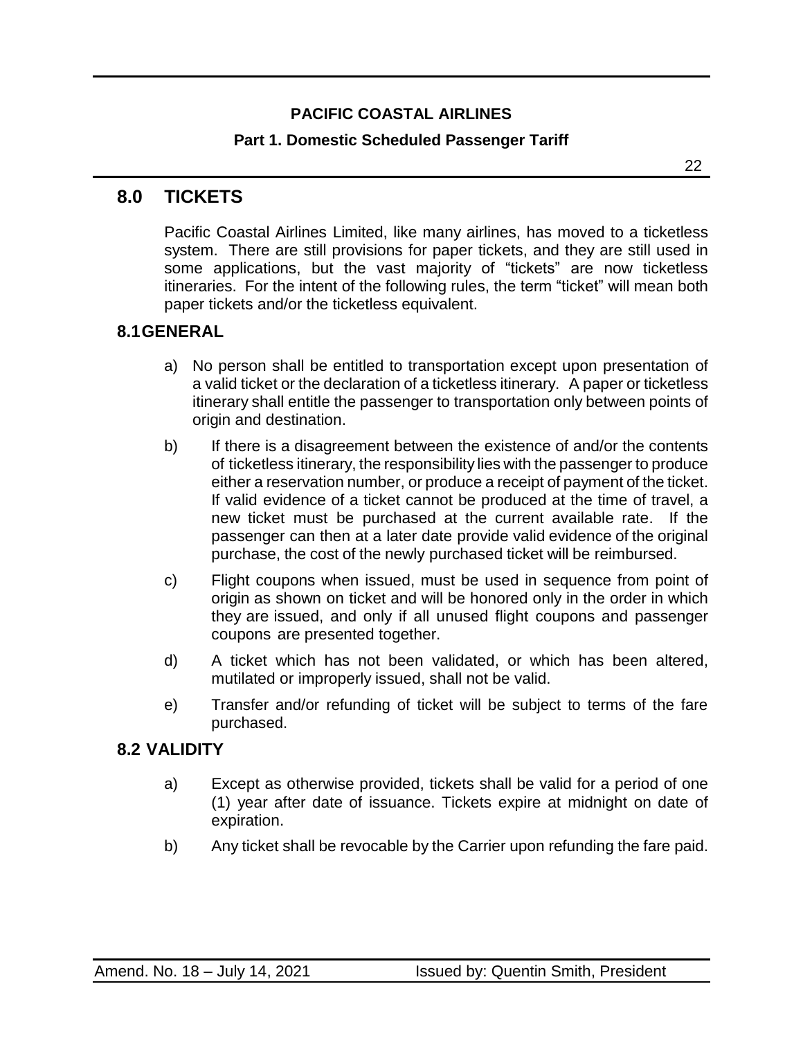## 8.0 TICKETS

Pacific Coastal Airlines Limited, like many airlines, has moved to a ticketless system. There are still provisions for paper tickets, and they are still used in some applications, but the vast majority of "tickets" are now ticketless itineraries. For the intent of the following rules, the term "ticket" will mean both paper tickets and/or the ticketless equivalent.

### 8.1GENERAL

a) No person shall be entitled to transportation except upon presentation of a valid ticket or the declaration of a ticketless itinerary. A paper or ticketless itinerary shall entitle the passenger to transportation only between points of origin and destination.

b) If there is a disagreement between the existence of and/or the contents of ticketless itinerary, the responsibility lies with the passenger to produce either a reservation number, or produce a receipt of payment of the ticket. If valid evidence of a ticket cannot be produced at the time of travel, a new ticket must be purchased at the current available rate. If the passenger can then at a later date provide valid evidence of the original purchase, the cost of the newly purchased ticket will be reimbursed.

c) Flight coupons when issued, must be used in sequence from point of origin as shown on ticket and will be honored only in the order in which they are issued, and only if all unused flight coupons and passenger coupons are presented together.

d) A ticket which has not been validated, or which has been altered, mutilated or improperly issued, shall not be valid.

e) Transfer and/or refunding of ticket will be subject to terms of the fare purchased.

### 8.2 VALIDITY

a) Except as otherwise provided, tickets shall be valid for a period of one (1) year after date of issuance. Tickets expire at midnight on date of expiration.

b) Any ticket shall be revocable by the Carrier upon refunding the fare paid.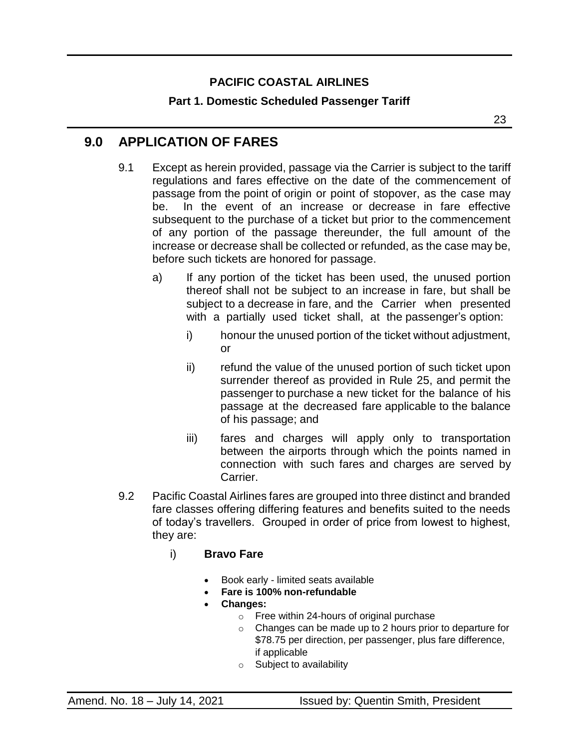## 9.0 APPLICATION OF FARES

9.1 Except as herein provided, passage via the Carrier is subject to the tariff regulations and fares effective on the date of the commencement of passage from the point of origin or point of stopover, as the case may be. In the event of an increase or decrease in fare effective subsequent to the purchase of a ticket but prior to the commencement of any portion of the passage thereunder, the full amount of the increase or decrease shall be collected or refunded, as the case may be, before such tickets are honored for passage.

a) If any portion of the ticket has been used, the unused portion thereof shall not be subject to an increase in fare, but shall be subject to a decrease in fare, and the Carrier when presented with a partially used ticket shall, at the passenger's option:

i) honour the unused portion of the ticket without adjustment, or

ii) refund the value of the unused portion of such ticket upon surrender thereof as provided in Rule 25, and permit the passenger to purchase a new ticket for the balance of his passage at the decreased fare applicable to the balance of his passage; and

iii) fares and charges will apply only to transportation between the airports through which the points named in connection with such fares and charges are served by Carrier.

9.2 Pacific Coastal Airlines fares are grouped into three distinct and branded fare classes offering differing features and benefits suited to the needs of today's travellers. Grouped in order of price from lowest to highest, they are:

i) **Bravo Fare**

- Book early - limited seats available
- **Fare is 100% non-refundable**
- **Changes:**
  - Free within 24-hours of original purchase
  - Changes can be made up to 2 hours prior to departure for $78.75 per direction, per passenger, plus fare difference, if applicable
  - Subject to availability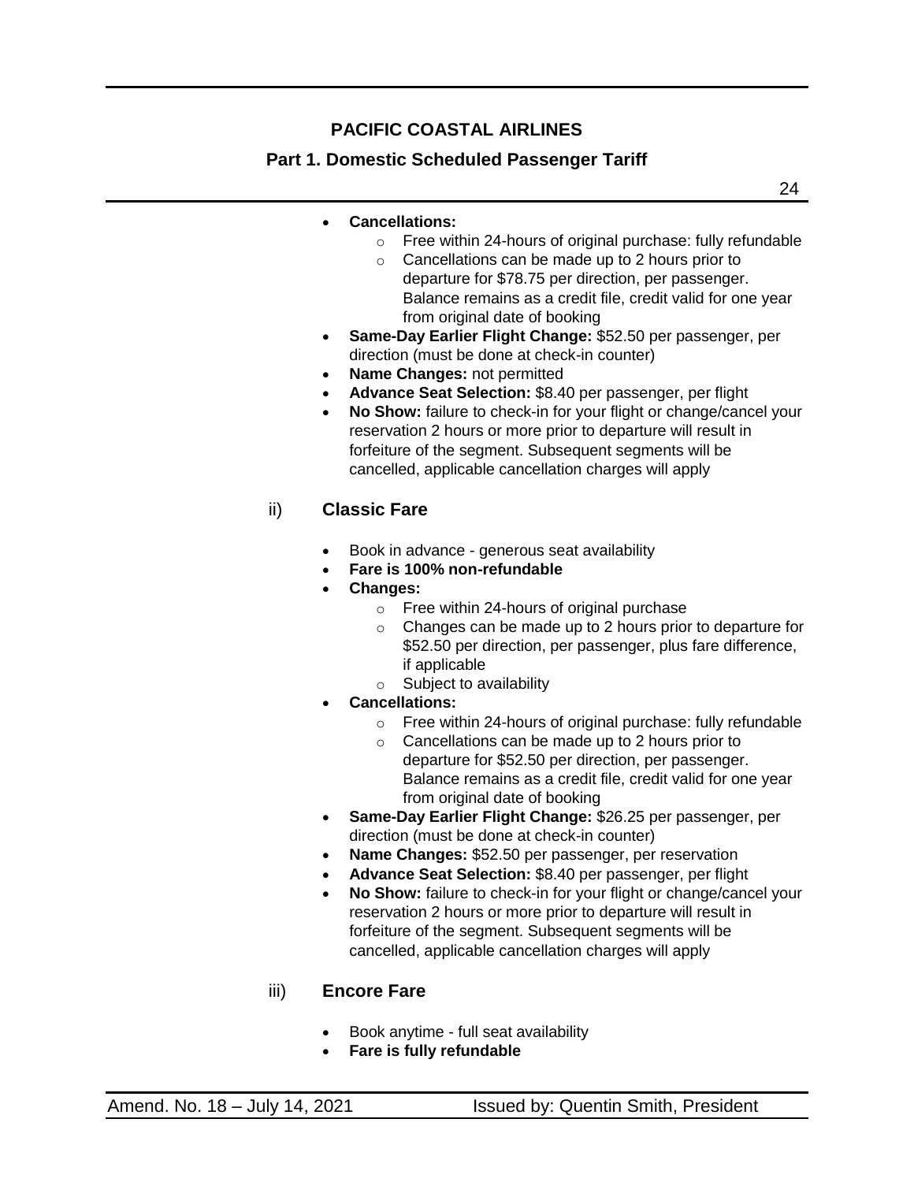- **Cancellations:**
  - Free within 24-hours of original purchase: fully refundable
  - Cancellations can be made up to 2 hours prior to departure for $78.75 per direction, per passenger. Balance remains as a credit file, credit valid for one year from original date of booking
- **Same-Day Earlier Flight Change:** $52.50 per passenger, per direction (must be done at check-in counter)
- **Name Changes:** not permitted
- **Advance Seat Selection:** $8.40 per passenger, per flight
- **No Show:** failure to check-in for your flight or change/cancel your reservation 2 hours or more prior to departure will result in forfeiture of the segment. Subsequent segments will be cancelled, applicable cancellation charges will apply

### ii) Classic Fare

- Book in advance - generous seat availability
- **Fare is 100% non-refundable**
- **Changes:**
  - Free within 24-hours of original purchase
  - Changes can be made up to 2 hours prior to departure for $52.50 per direction, per passenger, plus fare difference, if applicable
  - Subject to availability
- **Cancellations:**
  - Free within 24-hours of original purchase: fully refundable
  - Cancellations can be made up to 2 hours prior to departure for $52.50 per direction, per passenger. Balance remains as a credit file, credit valid for one year from original date of booking
- **Same-Day Earlier Flight Change:** $26.25 per passenger, per direction (must be done at check-in counter)
- **Name Changes:** $52.50 per passenger, per reservation
- **Advance Seat Selection:** $8.40 per passenger, per flight
- **No Show:** failure to check-in for your flight or change/cancel your reservation 2 hours or more prior to departure will result in forfeiture of the segment. Subsequent segments will be cancelled, applicable cancellation charges will apply

### iii) Encore Fare

- Book anytime - full seat availability
- **Fare is fully refundable**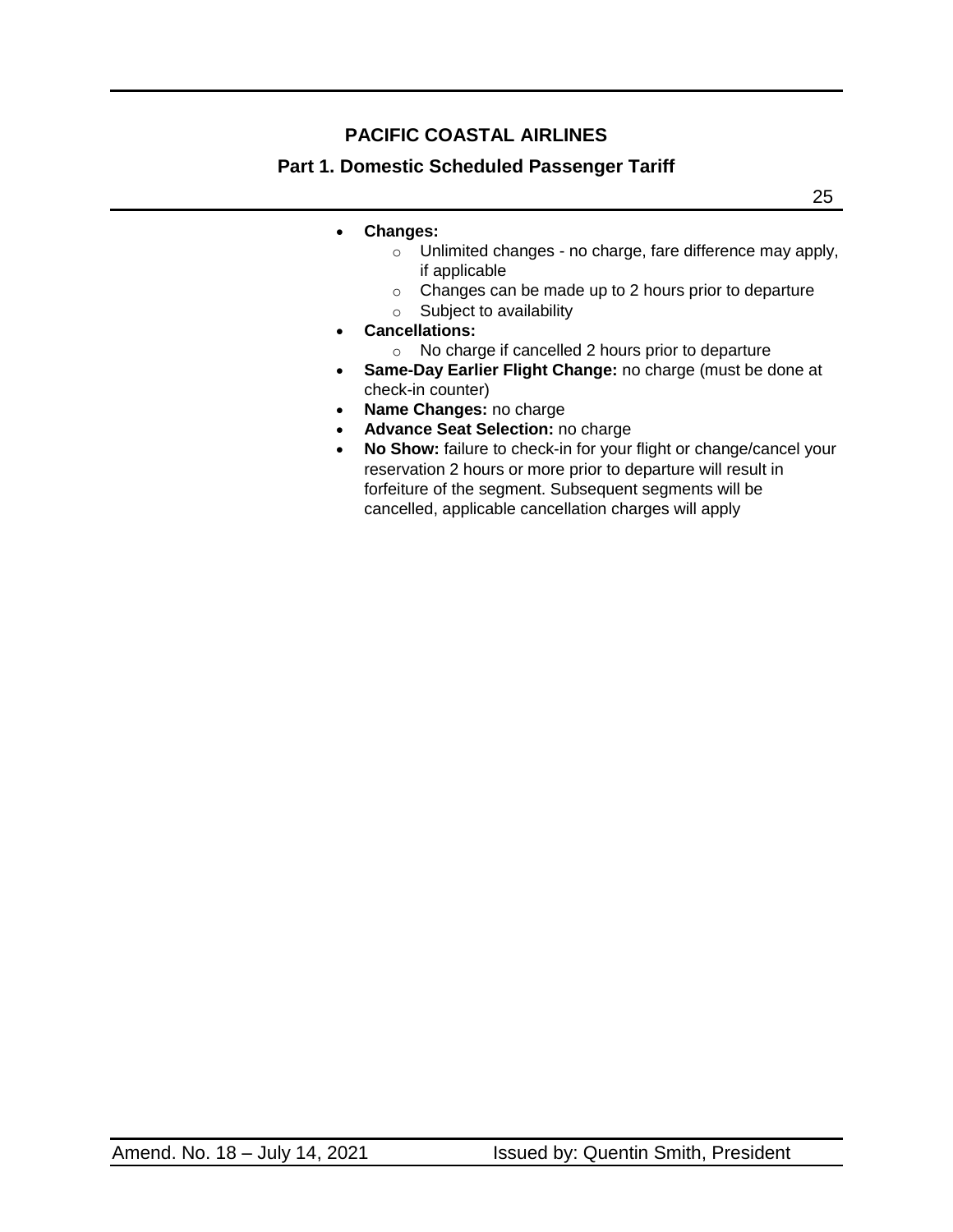- **Changes:**
  - Unlimited changes - no charge, fare difference may apply, if applicable
  - Changes can be made up to 2 hours prior to departure
  - Subject to availability
- **Cancellations:**
  - No charge if cancelled 2 hours prior to departure
- **Same-Day Earlier Flight Change:** no charge (must be done at check-in counter)
- **Name Changes:** no charge
- **Advance Seat Selection:** no charge
- **No Show:** failure to check-in for your flight or change/cancel your reservation 2 hours or more prior to departure will result in forfeiture of the segment. Subsequent segments will be cancelled, applicable cancellation charges will apply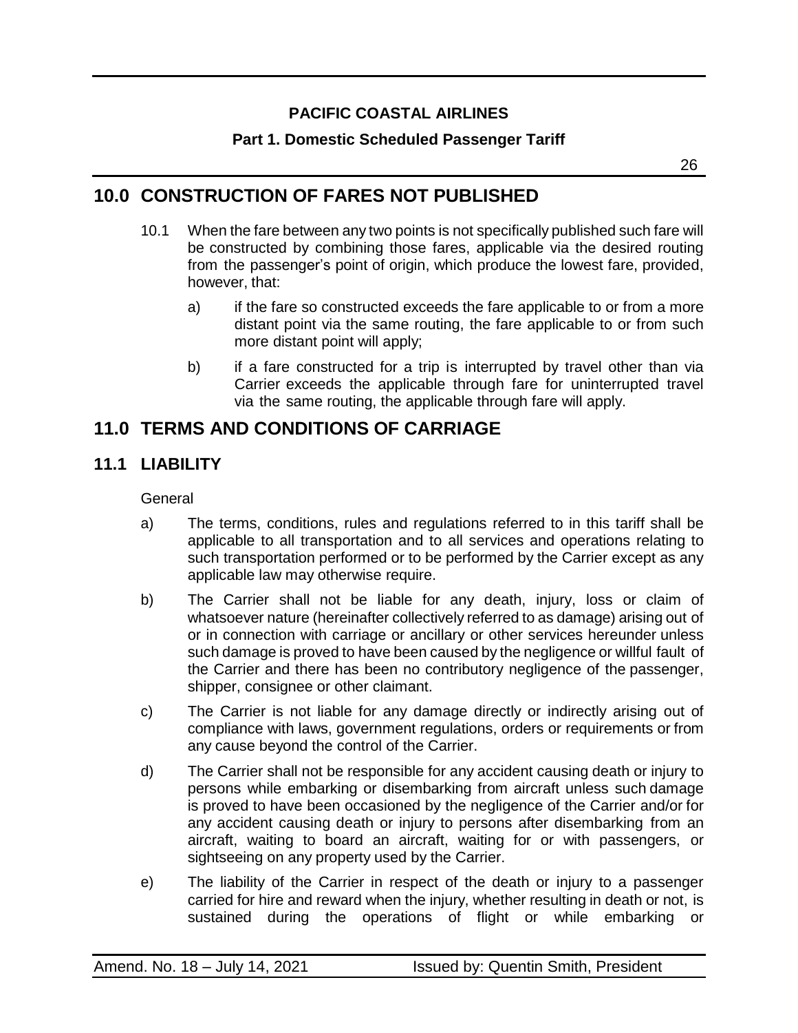# 10.0 CONSTRUCTION OF FARES NOT PUBLISHED

10.1 When the fare between any two points is not specifically published such fare will be constructed by combining those fares, applicable via the desired routing from the passenger's point of origin, which produce the lowest fare, provided, however, that:

a) if the fare so constructed exceeds the fare applicable to or from a more distant point via the same routing, the fare applicable to or from such more distant point will apply;

b) if a fare constructed for a trip is interrupted by travel other than via Carrier exceeds the applicable through fare for uninterrupted travel via the same routing, the applicable through fare will apply.

# 11.0 TERMS AND CONDITIONS OF CARRIAGE

## 11.1 LIABILITY

General

a) The terms, conditions, rules and regulations referred to in this tariff shall be applicable to all transportation and to all services and operations relating to such transportation performed or to be performed by the Carrier except as any applicable law may otherwise require.

b) The Carrier shall not be liable for any death, injury, loss or claim of whatsoever nature (hereinafter collectively referred to as damage) arising out of or in connection with carriage or ancillary or other services hereunder unless such damage is proved to have been caused by the negligence or willful fault of the Carrier and there has been no contributory negligence of the passenger, shipper, consignee or other claimant.

c) The Carrier is not liable for any damage directly or indirectly arising out of compliance with laws, government regulations, orders or requirements or from any cause beyond the control of the Carrier.

d) The Carrier shall not be responsible for any accident causing death or injury to persons while embarking or disembarking from aircraft unless such damage is proved to have been occasioned by the negligence of the Carrier and/or for any accident causing death or injury to persons after disembarking from an aircraft, waiting to board an aircraft, waiting for or with passengers, or sightseeing on any property used by the Carrier.

e) The liability of the Carrier in respect of the death or injury to a passenger carried for hire and reward when the injury, whether resulting in death or not, is sustained during the operations of flight or while embarking or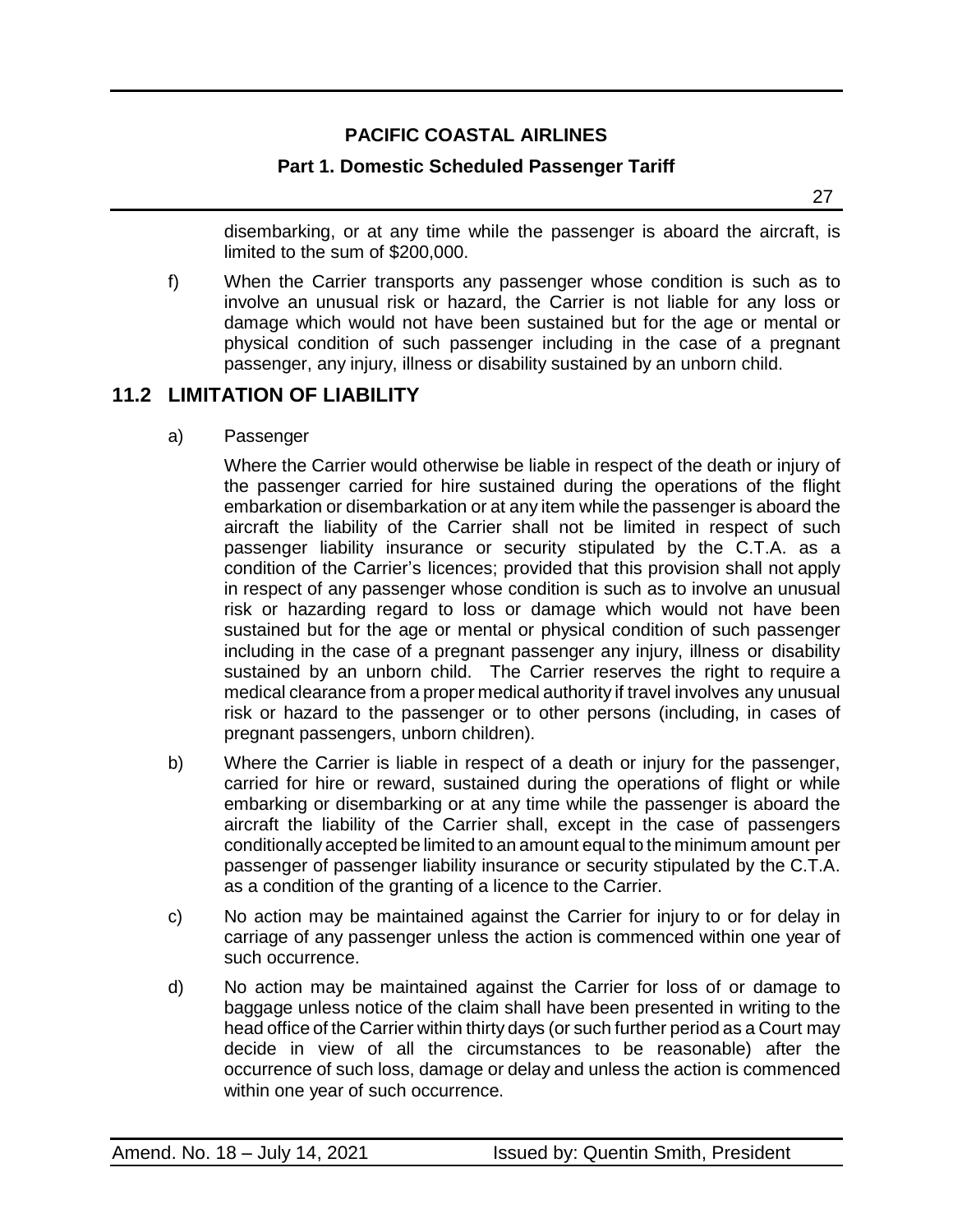disembarking, or at any time while the passenger is aboard the aircraft, is limited to the sum of $200,000.

f) When the Carrier transports any passenger whose condition is such as to involve an unusual risk or hazard, the Carrier is not liable for any loss or damage which would not have been sustained but for the age or mental or physical condition of such passenger including in the case of a pregnant passenger, any injury, illness or disability sustained by an unborn child.

## 11.2 LIMITATION OF LIABILITY

a) Passenger

Where the Carrier would otherwise be liable in respect of the death or injury of the passenger carried for hire sustained during the operations of the flight embarkation or disembarkation or at any item while the passenger is aboard the aircraft the liability of the Carrier shall not be limited in respect of such passenger liability insurance or security stipulated by the C.T.A. as a condition of the Carrier's licences; provided that this provision shall not apply in respect of any passenger whose condition is such as to involve an unusual risk or hazarding regard to loss or damage which would not have been sustained but for the age or mental or physical condition of such passenger including in the case of a pregnant passenger any injury, illness or disability sustained by an unborn child. The Carrier reserves the right to require a medical clearance from a proper medical authority if travel involves any unusual risk or hazard to the passenger or to other persons (including, in cases of pregnant passengers, unborn children).

b) Where the Carrier is liable in respect of a death or injury for the passenger, carried for hire or reward, sustained during the operations of flight or while embarking or disembarking or at any time while the passenger is aboard the aircraft the liability of the Carrier shall, except in the case of passengers conditionally accepted be limited to an amount equal to the minimum amount per passenger of passenger liability insurance or security stipulated by the C.T.A. as a condition of the granting of a licence to the Carrier.

c) No action may be maintained against the Carrier for injury to or for delay in carriage of any passenger unless the action is commenced within one year of such occurrence.

d) No action may be maintained against the Carrier for loss of or damage to baggage unless notice of the claim shall have been presented in writing to the head office of the Carrier within thirty days (or such further period as a Court may decide in view of all the circumstances to be reasonable) after the occurrence of such loss, damage or delay and unless the action is commenced within one year of such occurrence.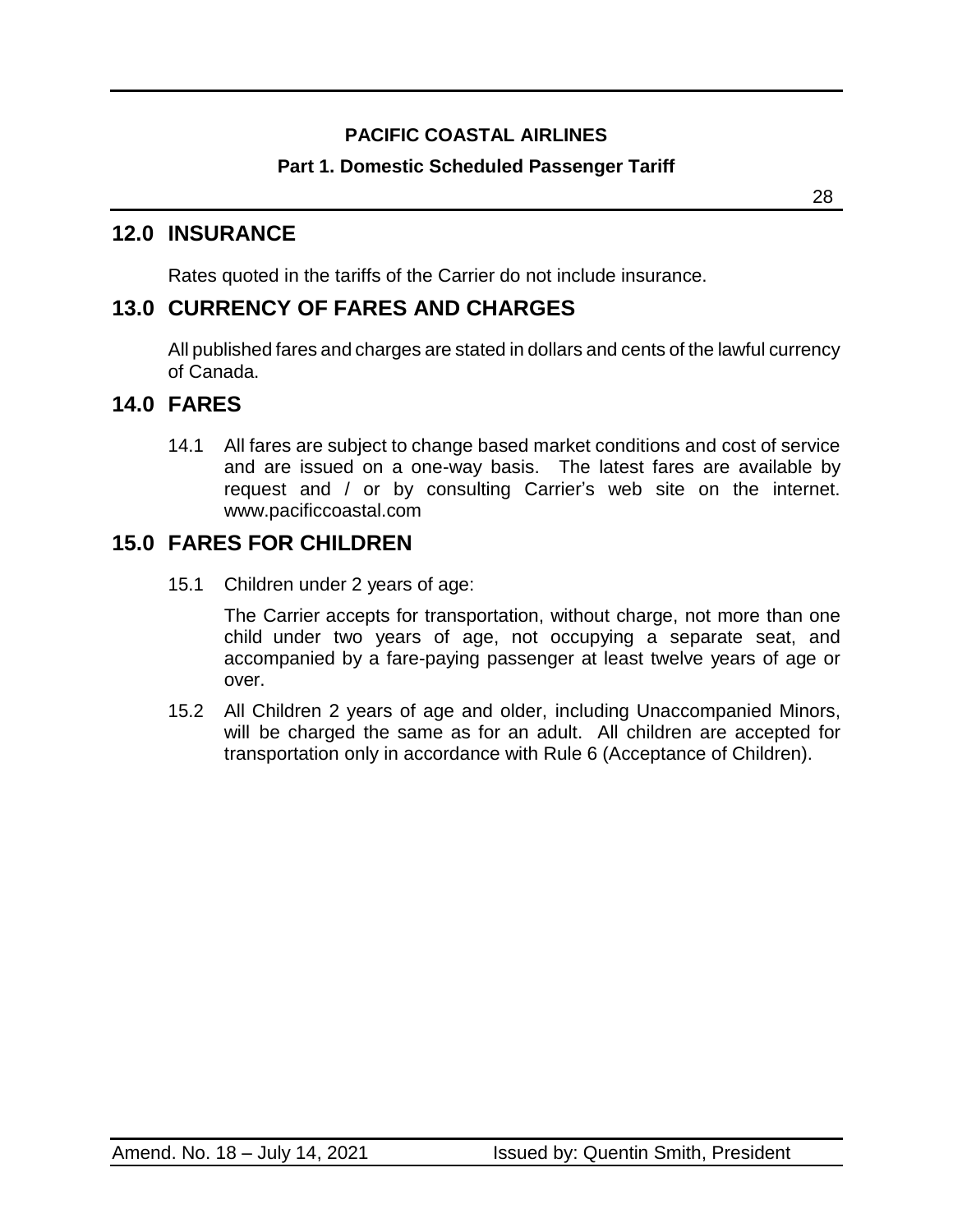## 12.0 INSURANCE

Rates quoted in the tariffs of the Carrier do not include insurance.

## 13.0 CURRENCY OF FARES AND CHARGES

All published fares and charges are stated in dollars and cents of the lawful currency of Canada.

## 14.0 FARES

14.1 All fares are subject to change based market conditions and cost of service and are issued on a one-way basis. The latest fares are available by request and / or by consulting Carrier's web site on the internet. www.pacificcoastal.com

## 15.0 FARES FOR CHILDREN

15.1 Children under 2 years of age:

The Carrier accepts for transportation, without charge, not more than one child under two years of age, not occupying a separate seat, and accompanied by a fare-paying passenger at least twelve years of age or over.

15.2 All Children 2 years of age and older, including Unaccompanied Minors, will be charged the same as for an adult. All children are accepted for transportation only in accordance with Rule 6 (Acceptance of Children).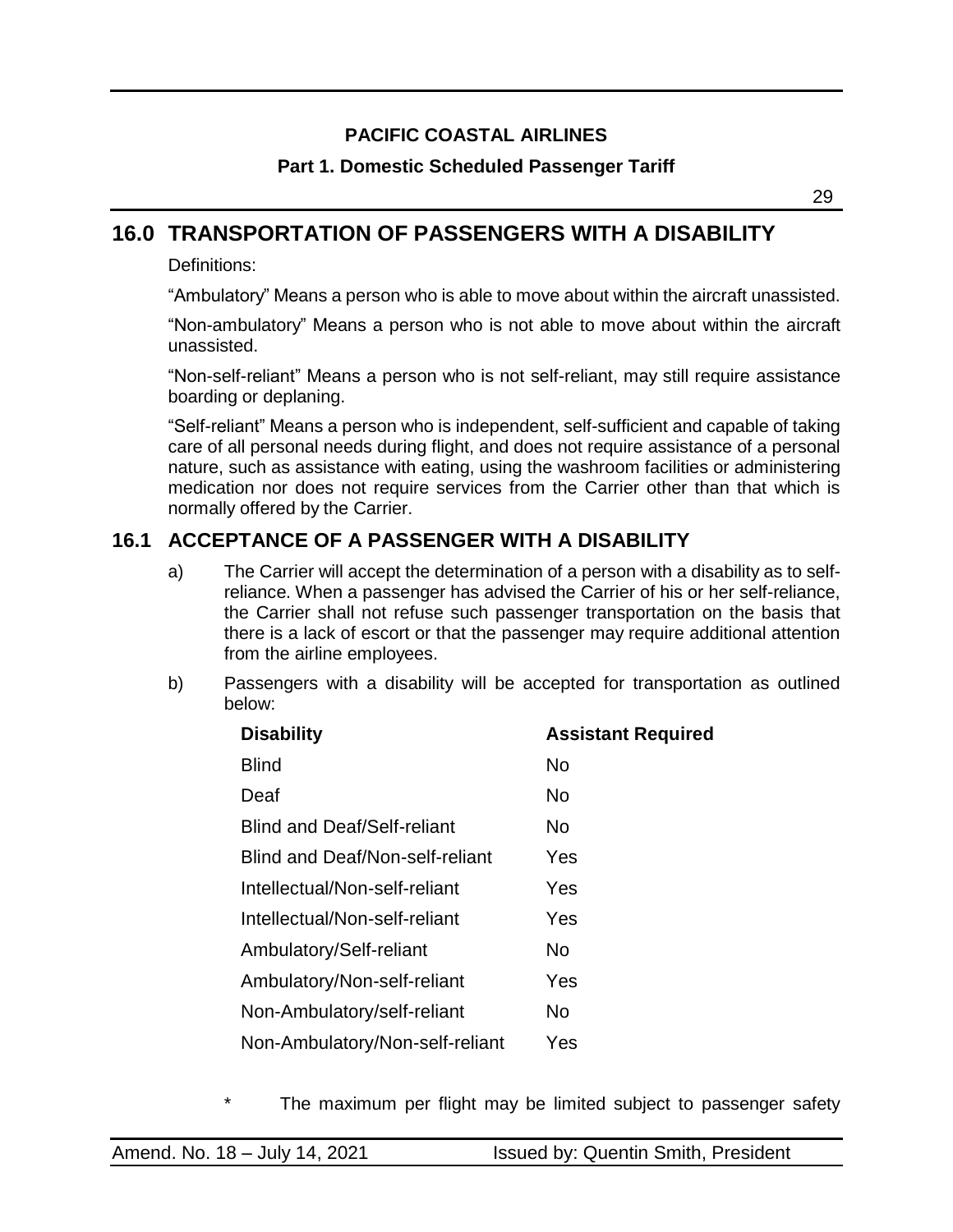## 16.0 TRANSPORTATION OF PASSENGERS WITH A DISABILITY

Definitions:

"Ambulatory" Means a person who is able to move about within the aircraft unassisted.

"Non-ambulatory" Means a person who is not able to move about within the aircraft unassisted.

"Non-self-reliant" Means a person who is not self-reliant, may still require assistance boarding or deplaning.

"Self-reliant" Means a person who is independent, self-sufficient and capable of taking care of all personal needs during flight, and does not require assistance of a personal nature, such as assistance with eating, using the washroom facilities or administering medication nor does not require services from the Carrier other than that which is normally offered by the Carrier.

## 16.1 ACCEPTANCE OF A PASSENGER WITH A DISABILITY

a) The Carrier will accept the determination of a person with a disability as to self-reliance. When a passenger has advised the Carrier of his or her self-reliance, the Carrier shall not refuse such passenger transportation on the basis that there is a lack of escort or that the passenger may require additional attention from the airline employees.

b) Passengers with a disability will be accepted for transportation as outlined below:

| Disability | Assistant Required |
|---|---|
| Blind | No |
| Deaf | No |
| Blind and Deaf/Self-reliant | No |
| Blind and Deaf/Non-self-reliant | Yes |
| Intellectual/Non-self-reliant | Yes |
| Intellectual/Non-self-reliant | Yes |
| Ambulatory/Self-reliant | No |
| Ambulatory/Non-self-reliant | Yes |
| Non-Ambulatory/self-reliant | No |
| Non-Ambulatory/Non-self-reliant | Yes |

\* The maximum per flight may be limited subject to passenger safety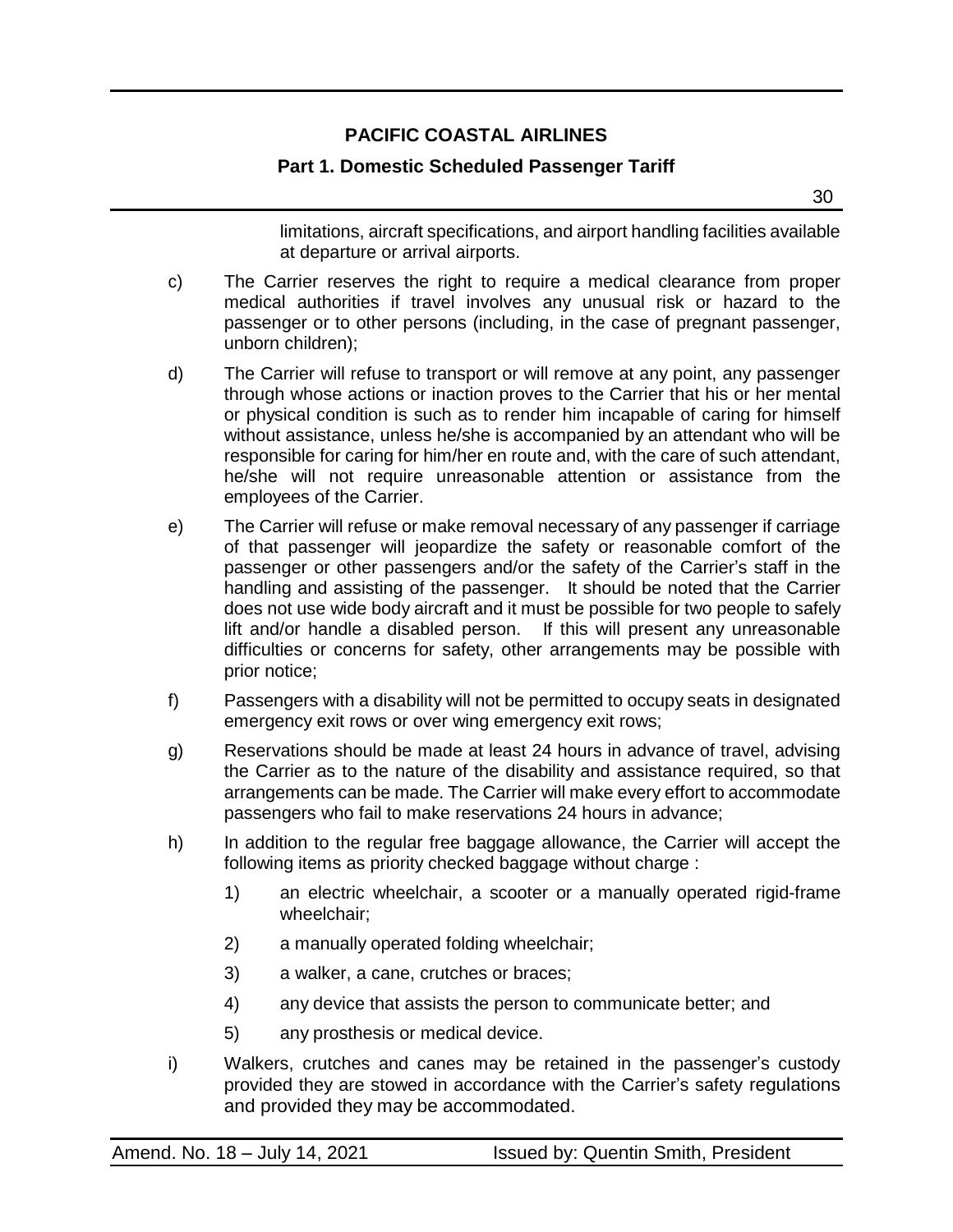limitations, aircraft specifications, and airport handling facilities available at departure or arrival airports.

c) The Carrier reserves the right to require a medical clearance from proper medical authorities if travel involves any unusual risk or hazard to the passenger or to other persons (including, in the case of pregnant passenger, unborn children);

d) The Carrier will refuse to transport or will remove at any point, any passenger through whose actions or inaction proves to the Carrier that his or her mental or physical condition is such as to render him incapable of caring for himself without assistance, unless he/she is accompanied by an attendant who will be responsible for caring for him/her en route and, with the care of such attendant, he/she will not require unreasonable attention or assistance from the employees of the Carrier.

e) The Carrier will refuse or make removal necessary of any passenger if carriage of that passenger will jeopardize the safety or reasonable comfort of the passenger or other passengers and/or the safety of the Carrier's staff in the handling and assisting of the passenger. It should be noted that the Carrier does not use wide body aircraft and it must be possible for two people to safely lift and/or handle a disabled person. If this will present any unreasonable difficulties or concerns for safety, other arrangements may be possible with prior notice;

f) Passengers with a disability will not be permitted to occupy seats in designated emergency exit rows or over wing emergency exit rows;

g) Reservations should be made at least 24 hours in advance of travel, advising the Carrier as to the nature of the disability and assistance required, so that arrangements can be made. The Carrier will make every effort to accommodate passengers who fail to make reservations 24 hours in advance;

h) In addition to the regular free baggage allowance, the Carrier will accept the following items as priority checked baggage without charge :

   1) an electric wheelchair, a scooter or a manually operated rigid-frame wheelchair;

   2) a manually operated folding wheelchair;

   3) a walker, a cane, crutches or braces;

   4) any device that assists the person to communicate better; and

   5) any prosthesis or medical device.

i) Walkers, crutches and canes may be retained in the passenger's custody provided they are stowed in accordance with the Carrier's safety regulations and provided they may be accommodated.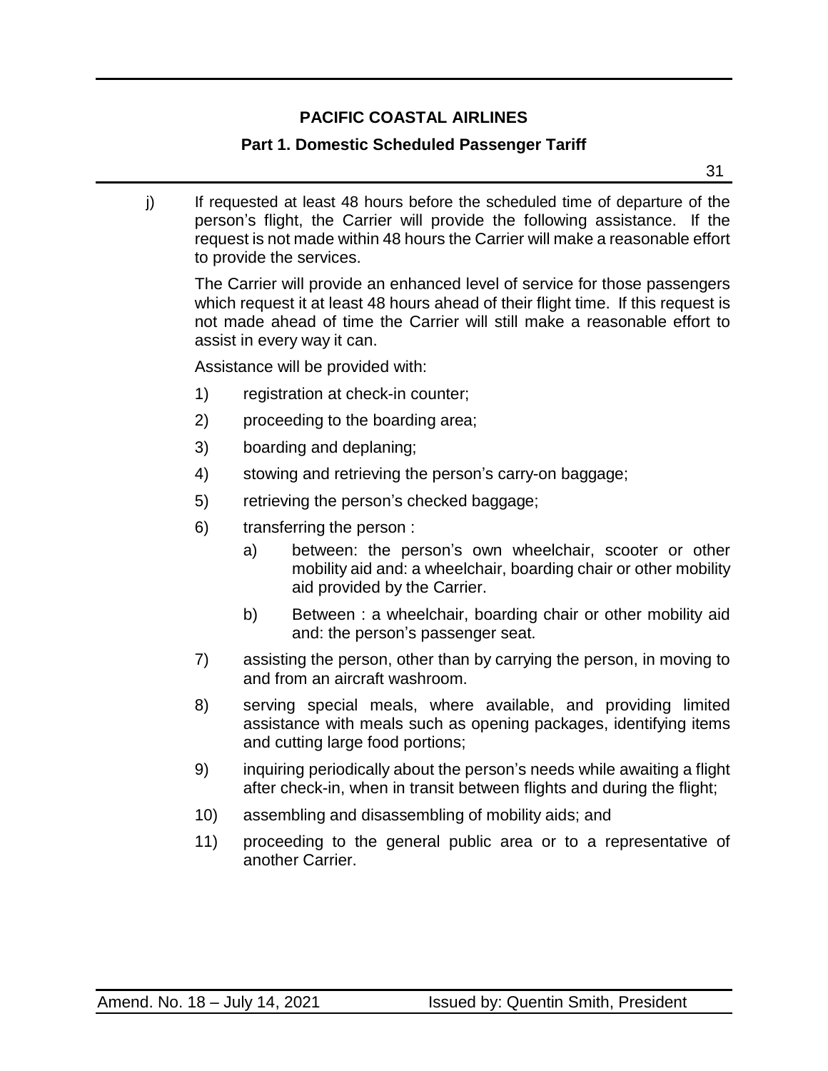j) If requested at least 48 hours before the scheduled time of departure of the person's flight, the Carrier will provide the following assistance. If the request is not made within 48 hours the Carrier will make a reasonable effort to provide the services.

The Carrier will provide an enhanced level of service for those passengers which request it at least 48 hours ahead of their flight time. If this request is not made ahead of time the Carrier will still make a reasonable effort to assist in every way it can.

Assistance will be provided with:

1) registration at check-in counter;
2) proceeding to the boarding area;
3) boarding and deplaning;
4) stowing and retrieving the person's carry-on baggage;
5) retrieving the person's checked baggage;
6) transferring the person :
   a) between: the person's own wheelchair, scooter or other mobility aid and: a wheelchair, boarding chair or other mobility aid provided by the Carrier.
   b) Between : a wheelchair, boarding chair or other mobility aid and: the person's passenger seat.
7) assisting the person, other than by carrying the person, in moving to and from an aircraft washroom.
8) serving special meals, where available, and providing limited assistance with meals such as opening packages, identifying items and cutting large food portions;
9) inquiring periodically about the person's needs while awaiting a flight after check-in, when in transit between flights and during the flight;
10) assembling and disassembling of mobility aids; and
11) proceeding to the general public area or to a representative of another Carrier.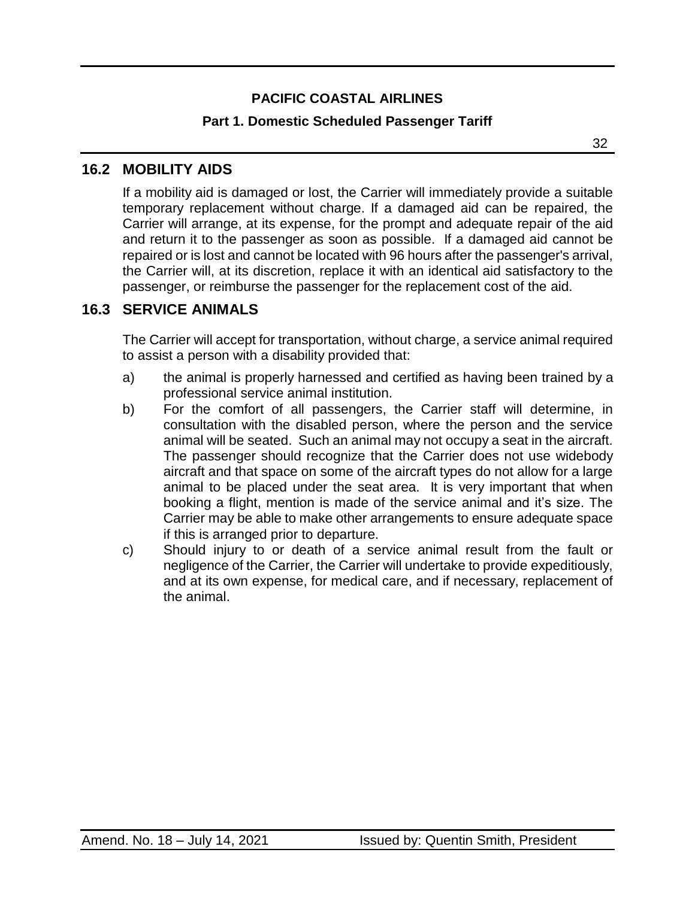## 16.2 MOBILITY AIDS

If a mobility aid is damaged or lost, the Carrier will immediately provide a suitable temporary replacement without charge. If a damaged aid can be repaired, the Carrier will arrange, at its expense, for the prompt and adequate repair of the aid and return it to the passenger as soon as possible. If a damaged aid cannot be repaired or is lost and cannot be located with 96 hours after the passenger's arrival, the Carrier will, at its discretion, replace it with an identical aid satisfactory to the passenger, or reimburse the passenger for the replacement cost of the aid.

## 16.3 SERVICE ANIMALS

The Carrier will accept for transportation, without charge, a service animal required to assist a person with a disability provided that:

a) the animal is properly harnessed and certified as having been trained by a professional service animal institution.

b) For the comfort of all passengers, the Carrier staff will determine, in consultation with the disabled person, where the person and the service animal will be seated. Such an animal may not occupy a seat in the aircraft. The passenger should recognize that the Carrier does not use widebody aircraft and that space on some of the aircraft types do not allow for a large animal to be placed under the seat area. It is very important that when booking a flight, mention is made of the service animal and it's size. The Carrier may be able to make other arrangements to ensure adequate space if this is arranged prior to departure.

c) Should injury to or death of a service animal result from the fault or negligence of the Carrier, the Carrier will undertake to provide expeditiously, and at its own expense, for medical care, and if necessary, replacement of the animal.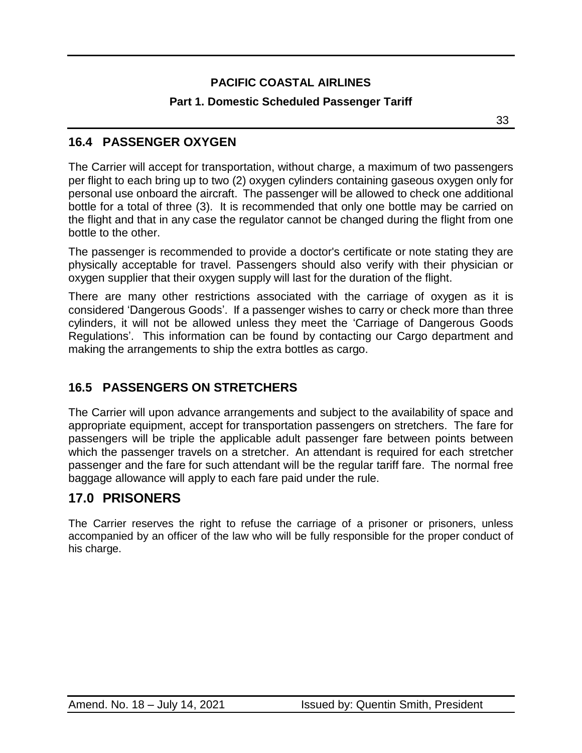## 16.4 PASSENGER OXYGEN

The Carrier will accept for transportation, without charge, a maximum of two passengers per flight to each bring up to two (2) oxygen cylinders containing gaseous oxygen only for personal use onboard the aircraft. The passenger will be allowed to check one additional bottle for a total of three (3). It is recommended that only one bottle may be carried on the flight and that in any case the regulator cannot be changed during the flight from one bottle to the other.

The passenger is recommended to provide a doctor's certificate or note stating they are physically acceptable for travel. Passengers should also verify with their physician or oxygen supplier that their oxygen supply will last for the duration of the flight.

There are many other restrictions associated with the carriage of oxygen as it is considered 'Dangerous Goods'. If a passenger wishes to carry or check more than three cylinders, it will not be allowed unless they meet the 'Carriage of Dangerous Goods Regulations'. This information can be found by contacting our Cargo department and making the arrangements to ship the extra bottles as cargo.

## 16.5 PASSENGERS ON STRETCHERS

The Carrier will upon advance arrangements and subject to the availability of space and appropriate equipment, accept for transportation passengers on stretchers. The fare for passengers will be triple the applicable adult passenger fare between points between which the passenger travels on a stretcher. An attendant is required for each stretcher passenger and the fare for such attendant will be the regular tariff fare. The normal free baggage allowance will apply to each fare paid under the rule.

# 17.0 PRISONERS

The Carrier reserves the right to refuse the carriage of a prisoner or prisoners, unless accompanied by an officer of the law who will be fully responsible for the proper conduct of his charge.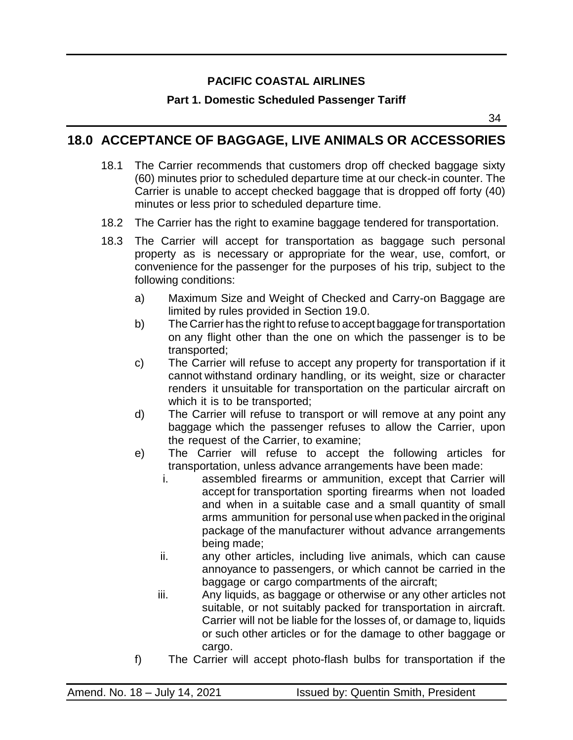## 18.0 ACCEPTANCE OF BAGGAGE, LIVE ANIMALS OR ACCESSORIES

18.1 The Carrier recommends that customers drop off checked baggage sixty (60) minutes prior to scheduled departure time at our check-in counter. The Carrier is unable to accept checked baggage that is dropped off forty (40) minutes or less prior to scheduled departure time.

18.2 The Carrier has the right to examine baggage tendered for transportation.

18.3 The Carrier will accept for transportation as baggage such personal property as is necessary or appropriate for the wear, use, comfort, or convenience for the passenger for the purposes of his trip, subject to the following conditions:

- a) Maximum Size and Weight of Checked and Carry-on Baggage are limited by rules provided in Section 19.0.
- b) The Carrier has the right to refuse to accept baggage for transportation on any flight other than the one on which the passenger is to be transported;
- c) The Carrier will refuse to accept any property for transportation if it cannot withstand ordinary handling, or its weight, size or character renders it unsuitable for transportation on the particular aircraft on which it is to be transported;
- d) The Carrier will refuse to transport or will remove at any point any baggage which the passenger refuses to allow the Carrier, upon the request of the Carrier, to examine;
- e) The Carrier will refuse to accept the following articles for transportation, unless advance arrangements have been made:
  - i. assembled firearms or ammunition, except that Carrier will accept for transportation sporting firearms when not loaded and when in a suitable case and a small quantity of small arms ammunition for personal use when packed in the original package of the manufacturer without advance arrangements being made;
  - ii. any other articles, including live animals, which can cause annoyance to passengers, or which cannot be carried in the baggage or cargo compartments of the aircraft;
  - iii. Any liquids, as baggage or otherwise or any other articles not suitable, or not suitably packed for transportation in aircraft. Carrier will not be liable for the losses of, or damage to, liquids or such other articles or for the damage to other baggage or cargo.
- f) The Carrier will accept photo-flash bulbs for transportation if the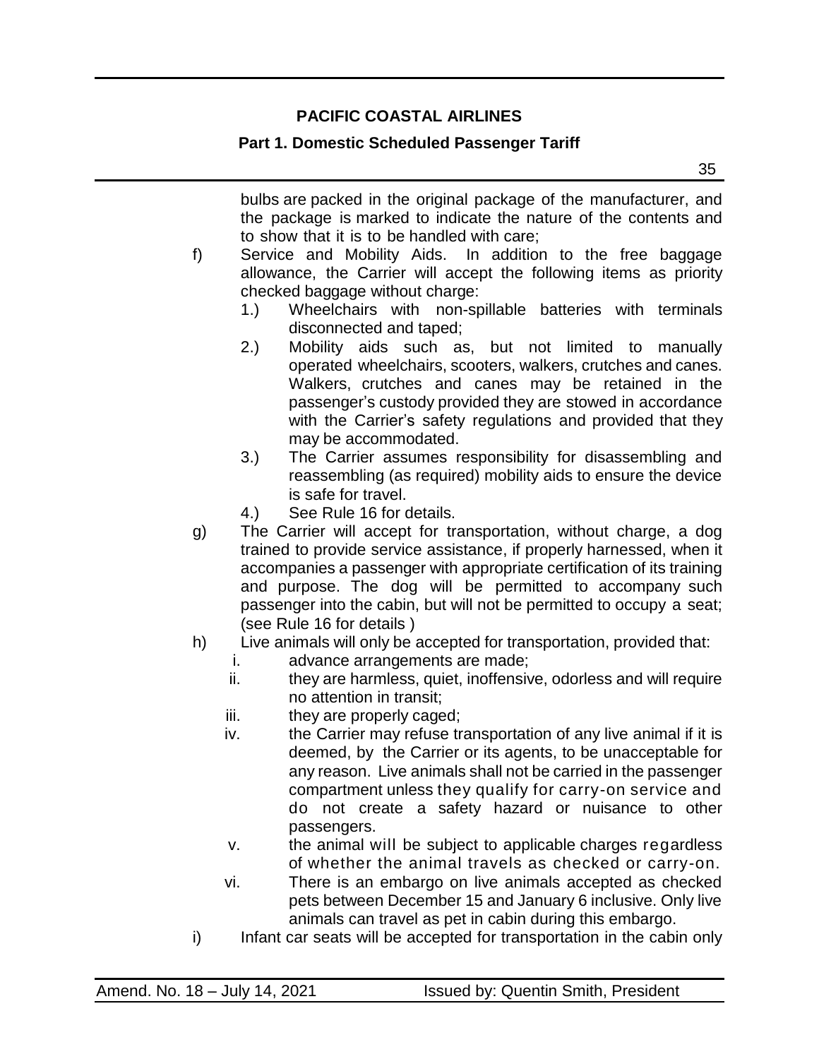bulbs are packed in the original package of the manufacturer, and the package is marked to indicate the nature of the contents and to show that it is to be handled with care;

f) Service and Mobility Aids. In addition to the free baggage allowance, the Carrier will accept the following items as priority checked baggage without charge:

   1.) Wheelchairs with non-spillable batteries with terminals disconnected and taped;

   2.) Mobility aids such as, but not limited to manually operated wheelchairs, scooters, walkers, crutches and canes. Walkers, crutches and canes may be retained in the passenger's custody provided they are stowed in accordance with the Carrier's safety regulations and provided that they may be accommodated.

   3.) The Carrier assumes responsibility for disassembling and reassembling (as required) mobility aids to ensure the device is safe for travel.

   4.) See Rule 16 for details.

g) The Carrier will accept for transportation, without charge, a dog trained to provide service assistance, if properly harnessed, when it accompanies a passenger with appropriate certification of its training and purpose. The dog will be permitted to accompany such passenger into the cabin, but will not be permitted to occupy a seat; (see Rule 16 for details )

h) Live animals will only be accepted for transportation, provided that:

   i. advance arrangements are made;

   ii. they are harmless, quiet, inoffensive, odorless and will require no attention in transit;

   iii. they are properly caged;

   iv. the Carrier may refuse transportation of any live animal if it is deemed, by the Carrier or its agents, to be unacceptable for any reason. Live animals shall not be carried in the passenger compartment unless they qualify for carry-on service and do not create a safety hazard or nuisance to other passengers.

   v. the animal will be subject to applicable charges regardless of whether the animal travels as checked or carry-on.

   vi. There is an embargo on live animals accepted as checked pets between December 15 and January 6 inclusive. Only live animals can travel as pet in cabin during this embargo.

i) Infant car seats will be accepted for transportation in the cabin only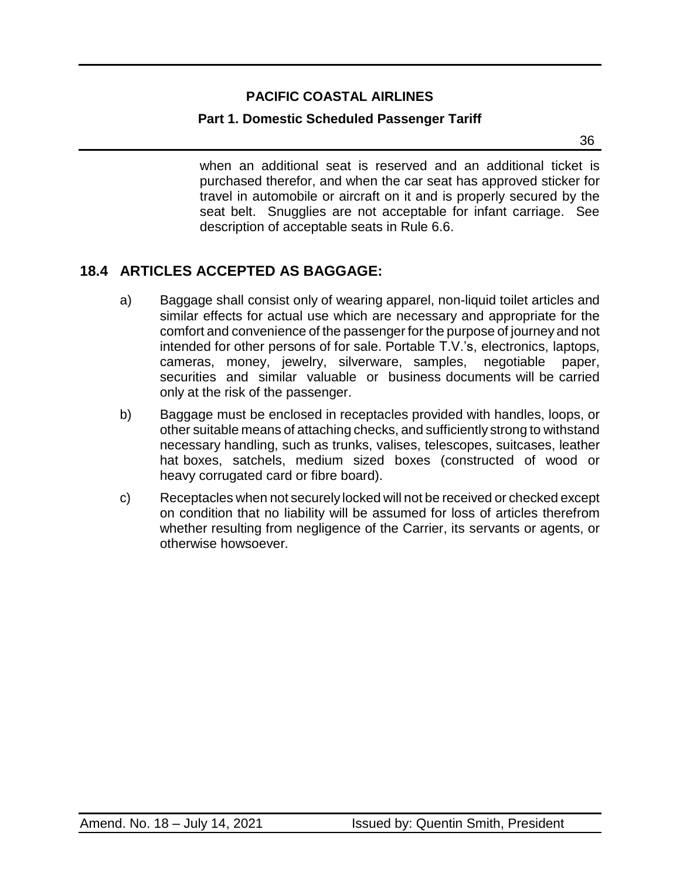when an additional seat is reserved and an additional ticket is purchased therefor, and when the car seat has approved sticker for travel in automobile or aircraft on it and is properly secured by the seat belt. Snugglies are not acceptable for infant carriage. See description of acceptable seats in Rule 6.6.

## 18.4 ARTICLES ACCEPTED AS BAGGAGE:

a) Baggage shall consist only of wearing apparel, non-liquid toilet articles and similar effects for actual use which are necessary and appropriate for the comfort and convenience of the passenger for the purpose of journey and not intended for other persons of for sale. Portable T.V.'s, electronics, laptops, cameras, money, jewelry, silverware, samples, negotiable paper, securities and similar valuable or business documents will be carried only at the risk of the passenger.

b) Baggage must be enclosed in receptacles provided with handles, loops, or other suitable means of attaching checks, and sufficiently strong to withstand necessary handling, such as trunks, valises, telescopes, suitcases, leather hat boxes, satchels, medium sized boxes (constructed of wood or heavy corrugated card or fibre board).

c) Receptacles when not securely locked will not be received or checked except on condition that no liability will be assumed for loss of articles therefrom whether resulting from negligence of the Carrier, its servants or agents, or otherwise howsoever.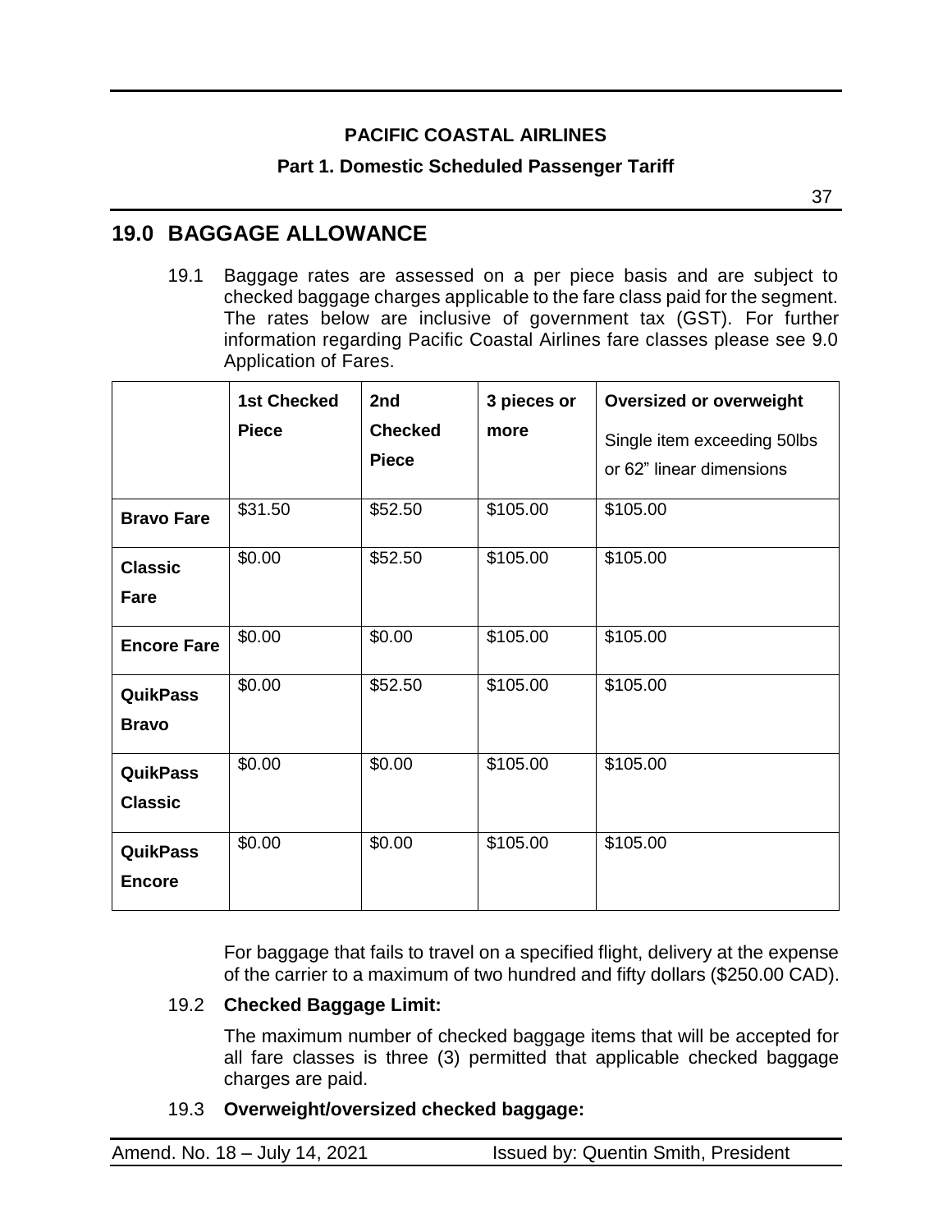# 19.0 BAGGAGE ALLOWANCE

19.1 Baggage rates are assessed on a per piece basis and are subject to checked baggage charges applicable to the fare class paid for the segment. The rates below are inclusive of government tax (GST). For further information regarding Pacific Coastal Airlines fare classes please see 9.0 Application of Fares.

| | **1st Checked Piece** | **2nd Checked Piece** | **3 pieces or more** | **Oversized or overweight** Single item exceeding 50lbs or 62" linear dimensions |
|---|---|---|---|---|
| **Bravo Fare** | $31.50 | $52.50 | $105.00 | $105.00 |
| **Classic Fare** | $0.00 | $52.50 | $105.00 | $105.00 |
| **Encore Fare** | $0.00 | $0.00 | $105.00 | $105.00 |
| **QuikPass Bravo** | $0.00 | $52.50 | $105.00 | $105.00 |
| **QuikPass Classic** | $0.00 | $0.00 | $105.00 | $105.00 |
| **QuikPass Encore** | $0.00 | $0.00 | $105.00 | $105.00 |

For baggage that fails to travel on a specified flight, delivery at the expense of the carrier to a maximum of two hundred and fifty dollars ($250.00 CAD).

19.2 **Checked Baggage Limit:**

The maximum number of checked baggage items that will be accepted for all fare classes is three (3) permitted that applicable checked baggage charges are paid.

19.3 **Overweight/oversized checked baggage:**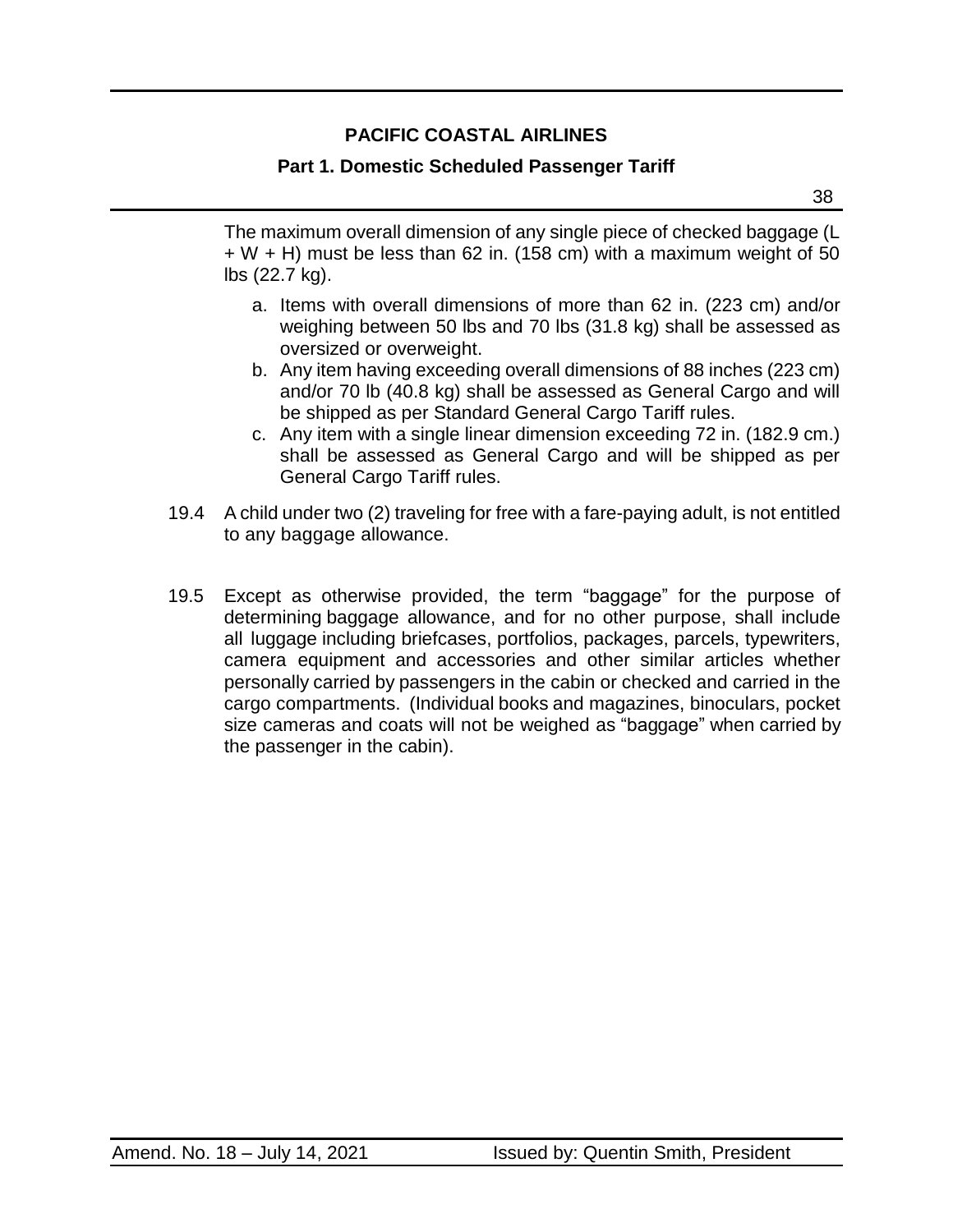The maximum overall dimension of any single piece of checked baggage (L + W + H) must be less than 62 in. (158 cm) with a maximum weight of 50 lbs (22.7 kg).

a. Items with overall dimensions of more than 62 in. (223 cm) and/or weighing between 50 lbs and 70 lbs (31.8 kg) shall be assessed as oversized or overweight.
b. Any item having exceeding overall dimensions of 88 inches (223 cm) and/or 70 lb (40.8 kg) shall be assessed as General Cargo and will be shipped as per Standard General Cargo Tariff rules.
c. Any item with a single linear dimension exceeding 72 in. (182.9 cm.) shall be assessed as General Cargo and will be shipped as per General Cargo Tariff rules.

19.4 A child under two (2) traveling for free with a fare-paying adult, is not entitled to any baggage allowance.

19.5 Except as otherwise provided, the term "baggage" for the purpose of determining baggage allowance, and for no other purpose, shall include all luggage including briefcases, portfolios, packages, parcels, typewriters, camera equipment and accessories and other similar articles whether personally carried by passengers in the cabin or checked and carried in the cargo compartments. (Individual books and magazines, binoculars, pocket size cameras and coats will not be weighed as "baggage" when carried by the passenger in the cabin).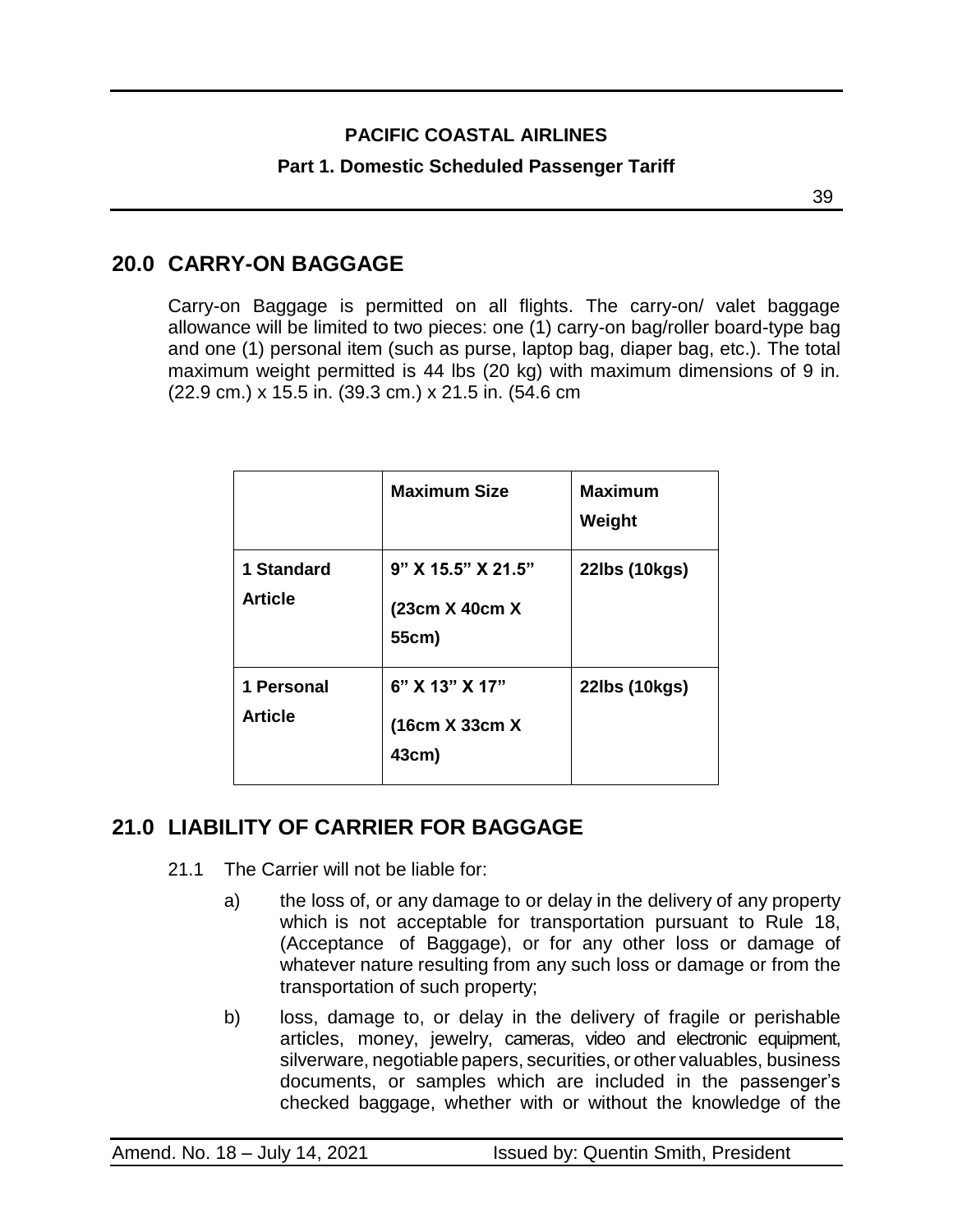## 20.0 CARRY-ON BAGGAGE

Carry-on Baggage is permitted on all flights. The carry-on/ valet baggage allowance will be limited to two pieces: one (1) carry-on bag/roller board-type bag and one (1) personal item (such as purse, laptop bag, diaper bag, etc.). The total maximum weight permitted is 44 lbs (20 kg) with maximum dimensions of 9 in. (22.9 cm.) x 15.5 in. (39.3 cm.) x 21.5 in. (54.6 cm

| | **Maximum Size** | **Maximum Weight** |
|---|---|---|
| **1 Standard Article** | **9" X 15.5" X 21.5" (23cm X 40cm X 55cm)** | **22lbs (10kgs)** |
| **1 Personal Article** | **6" X 13" X 17" (16cm X 33cm X 43cm)** | **22lbs (10kgs)** |

## 21.0 LIABILITY OF CARRIER FOR BAGGAGE

21.1 The Carrier will not be liable for:

a) the loss of, or any damage to or delay in the delivery of any property which is not acceptable for transportation pursuant to Rule 18, (Acceptance of Baggage), or for any other loss or damage of whatever nature resulting from any such loss or damage or from the transportation of such property;

b) loss, damage to, or delay in the delivery of fragile or perishable articles, money, jewelry, cameras, video and electronic equipment, silverware, negotiable papers, securities, or other valuables, business documents, or samples which are included in the passenger's checked baggage, whether with or without the knowledge of the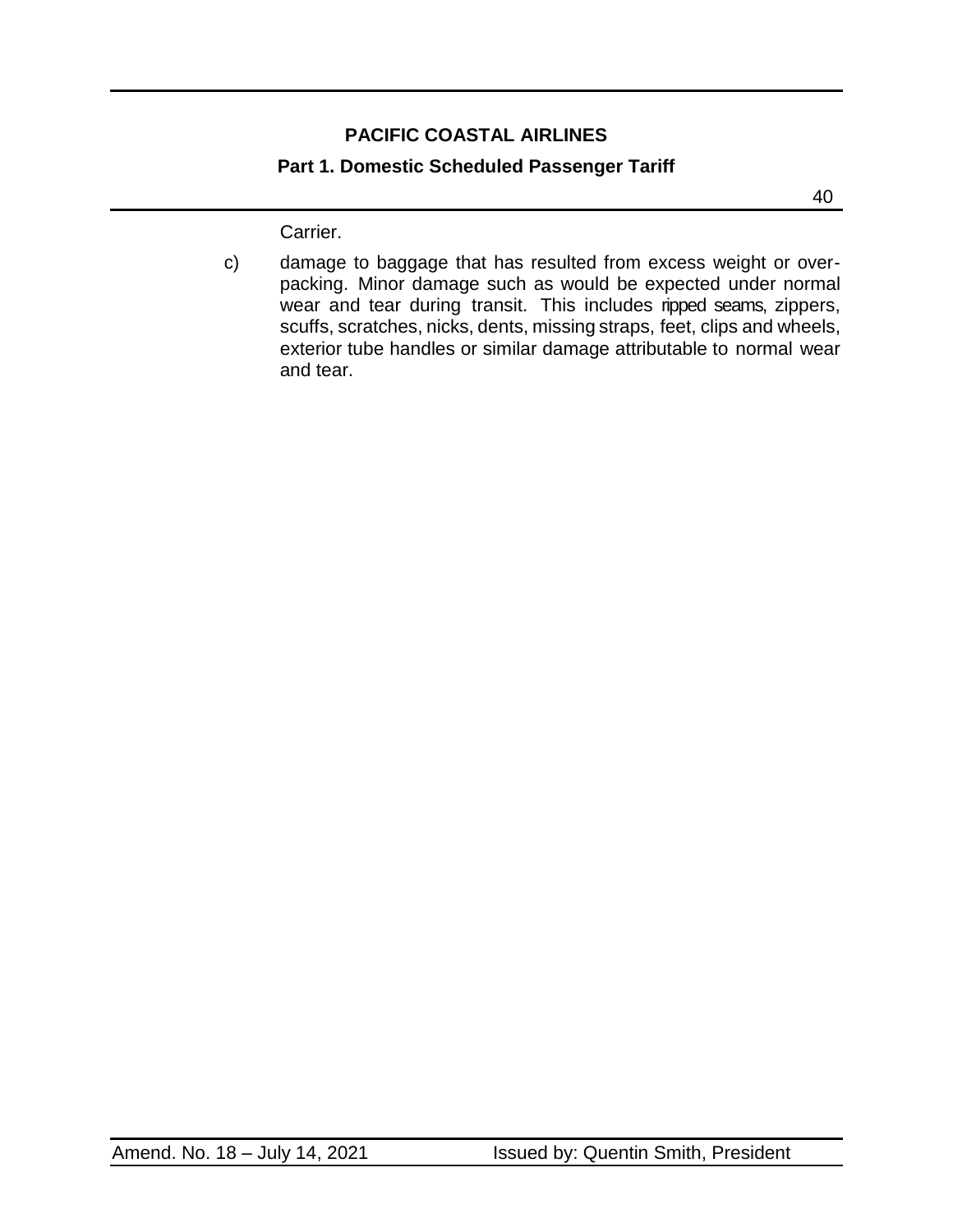Carrier.

c) damage to baggage that has resulted from excess weight or over-packing. Minor damage such as would be expected under normal wear and tear during transit. This includes ripped seams, zippers, scuffs, scratches, nicks, dents, missing straps, feet, clips and wheels, exterior tube handles or similar damage attributable to normal wear and tear.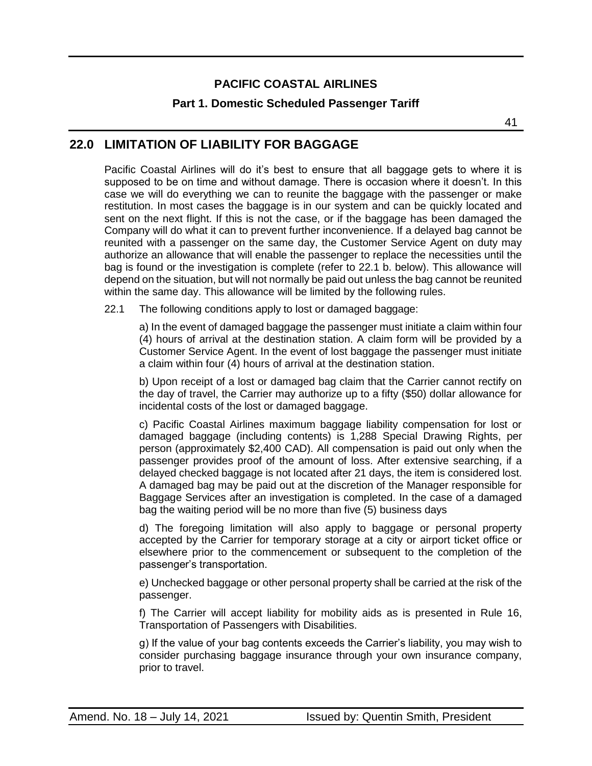## 22.0 LIMITATION OF LIABILITY FOR BAGGAGE

Pacific Coastal Airlines will do it's best to ensure that all baggage gets to where it is supposed to be on time and without damage. There is occasion where it doesn't. In this case we will do everything we can to reunite the baggage with the passenger or make restitution. In most cases the baggage is in our system and can be quickly located and sent on the next flight. If this is not the case, or if the baggage has been damaged the Company will do what it can to prevent further inconvenience. If a delayed bag cannot be reunited with a passenger on the same day, the Customer Service Agent on duty may authorize an allowance that will enable the passenger to replace the necessities until the bag is found or the investigation is complete (refer to 22.1 b. below). This allowance will depend on the situation, but will not normally be paid out unless the bag cannot be reunited within the same day. This allowance will be limited by the following rules.

22.1 The following conditions apply to lost or damaged baggage:

a) In the event of damaged baggage the passenger must initiate a claim within four (4) hours of arrival at the destination station. A claim form will be provided by a Customer Service Agent. In the event of lost baggage the passenger must initiate a claim within four (4) hours of arrival at the destination station.

b) Upon receipt of a lost or damaged bag claim that the Carrier cannot rectify on the day of travel, the Carrier may authorize up to a fifty ($50) dollar allowance for incidental costs of the lost or damaged baggage.

c) Pacific Coastal Airlines maximum baggage liability compensation for lost or damaged baggage (including contents) is 1,288 Special Drawing Rights, per person (approximately $2,400 CAD). All compensation is paid out only when the passenger provides proof of the amount of loss. After extensive searching, if a delayed checked baggage is not located after 21 days, the item is considered lost. A damaged bag may be paid out at the discretion of the Manager responsible for Baggage Services after an investigation is completed. In the case of a damaged bag the waiting period will be no more than five (5) business days

d) The foregoing limitation will also apply to baggage or personal property accepted by the Carrier for temporary storage at a city or airport ticket office or elsewhere prior to the commencement or subsequent to the completion of the passenger's transportation.

e) Unchecked baggage or other personal property shall be carried at the risk of the passenger.

f) The Carrier will accept liability for mobility aids as is presented in Rule 16, Transportation of Passengers with Disabilities.

g) If the value of your bag contents exceeds the Carrier's liability, you may wish to consider purchasing baggage insurance through your own insurance company, prior to travel.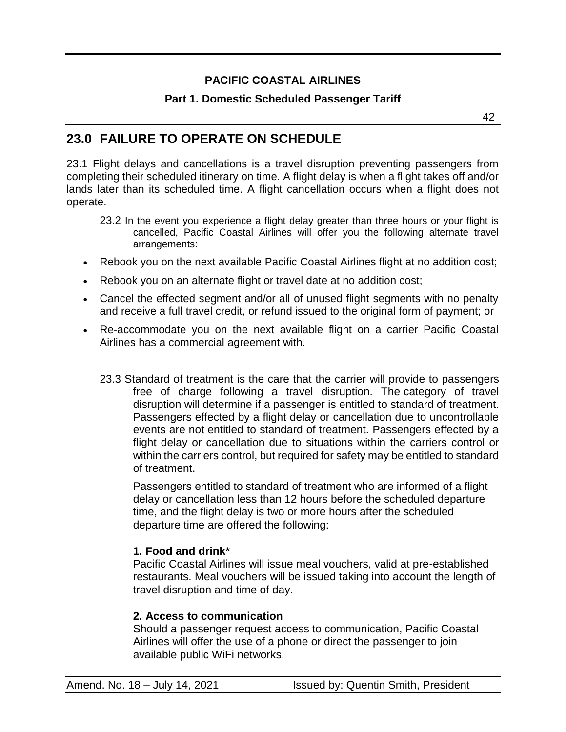## 23.0 FAILURE TO OPERATE ON SCHEDULE

23.1 Flight delays and cancellations is a travel disruption preventing passengers from completing their scheduled itinerary on time. A flight delay is when a flight takes off and/or lands later than its scheduled time. A flight cancellation occurs when a flight does not operate.

23.2 In the event you experience a flight delay greater than three hours or your flight is cancelled, Pacific Coastal Airlines will offer you the following alternate travel arrangements:

- Rebook you on the next available Pacific Coastal Airlines flight at no addition cost;
- Rebook you on an alternate flight or travel date at no addition cost;
- Cancel the effected segment and/or all of unused flight segments with no penalty and receive a full travel credit, or refund issued to the original form of payment; or
- Re-accommodate you on the next available flight on a carrier Pacific Coastal Airlines has a commercial agreement with.

23.3 Standard of treatment is the care that the carrier will provide to passengers free of charge following a travel disruption. The category of travel disruption will determine if a passenger is entitled to standard of treatment. Passengers effected by a flight delay or cancellation due to uncontrollable events are not entitled to standard of treatment. Passengers effected by a flight delay or cancellation due to situations within the carriers control or within the carriers control, but required for safety may be entitled to standard of treatment.

Passengers entitled to standard of treatment who are informed of a flight delay or cancellation less than 12 hours before the scheduled departure time, and the flight delay is two or more hours after the scheduled departure time are offered the following:

**1. Food and drink***
Pacific Coastal Airlines will issue meal vouchers, valid at pre-established restaurants. Meal vouchers will be issued taking into account the length of travel disruption and time of day.

**2. Access to communication**
Should a passenger request access to communication, Pacific Coastal Airlines will offer the use of a phone or direct the passenger to join available public WiFi networks.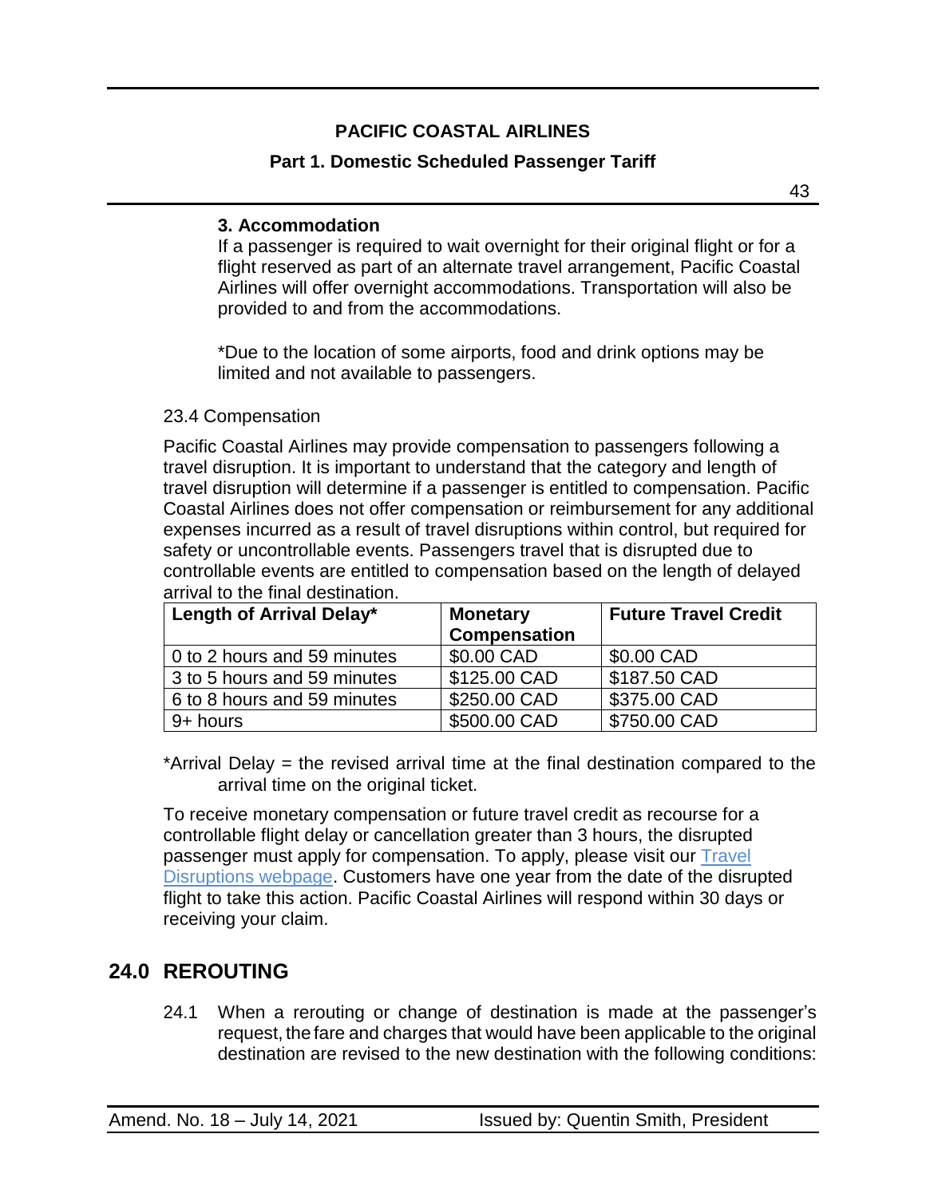**3. Accommodation**

If a passenger is required to wait overnight for their original flight or for a flight reserved as part of an alternate travel arrangement, Pacific Coastal Airlines will offer overnight accommodations. Transportation will also be provided to and from the accommodations.

*Due to the location of some airports, food and drink options may be limited and not available to passengers.

23.4 Compensation

Pacific Coastal Airlines may provide compensation to passengers following a travel disruption. It is important to understand that the category and length of travel disruption will determine if a passenger is entitled to compensation. Pacific Coastal Airlines does not offer compensation or reimbursement for any additional expenses incurred as a result of travel disruptions within control, but required for safety or uncontrollable events. Passengers travel that is disrupted due to controllable events are entitled to compensation based on the length of delayed arrival to the final destination.

| Length of Arrival Delay* | Monetary Compensation | Future Travel Credit |
|---|---|---|
| 0 to 2 hours and 59 minutes | $0.00 CAD | $0.00 CAD |
| 3 to 5 hours and 59 minutes | $125.00 CAD | $187.50 CAD |
| 6 to 8 hours and 59 minutes | $250.00 CAD | $375.00 CAD |
| 9+ hours | $500.00 CAD | $750.00 CAD |

*Arrival Delay = the revised arrival time at the final destination compared to the arrival time on the original ticket.

To receive monetary compensation or future travel credit as recourse for a controllable flight delay or cancellation greater than 3 hours, the disrupted passenger must apply for compensation. To apply, please visit our Travel Disruptions webpage. Customers have one year from the date of the disrupted flight to take this action. Pacific Coastal Airlines will respond within 30 days or receiving your claim.

## 24.0 REROUTING

24.1 When a rerouting or change of destination is made at the passenger's request, the fare and charges that would have been applicable to the original destination are revised to the new destination with the following conditions: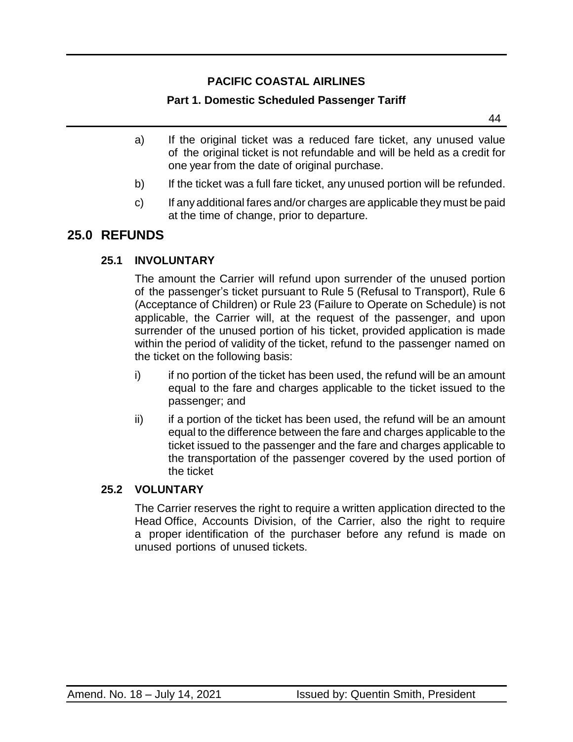a) If the original ticket was a reduced fare ticket, any unused value of the original ticket is not refundable and will be held as a credit for one year from the date of original purchase.

b) If the ticket was a full fare ticket, any unused portion will be refunded.

c) If any additional fares and/or charges are applicable they must be paid at the time of change, prior to departure.

## 25.0 REFUNDS

### 25.1 INVOLUNTARY

The amount the Carrier will refund upon surrender of the unused portion of the passenger's ticket pursuant to Rule 5 (Refusal to Transport), Rule 6 (Acceptance of Children) or Rule 23 (Failure to Operate on Schedule) is not applicable, the Carrier will, at the request of the passenger, and upon surrender of the unused portion of his ticket, provided application is made within the period of validity of the ticket, refund to the passenger named on the ticket on the following basis:

i) if no portion of the ticket has been used, the refund will be an amount equal to the fare and charges applicable to the ticket issued to the passenger; and

ii) if a portion of the ticket has been used, the refund will be an amount equal to the difference between the fare and charges applicable to the ticket issued to the passenger and the fare and charges applicable to the transportation of the passenger covered by the used portion of the ticket

### 25.2 VOLUNTARY

The Carrier reserves the right to require a written application directed to the Head Office, Accounts Division, of the Carrier, also the right to require a proper identification of the purchaser before any refund is made on unused portions of unused tickets.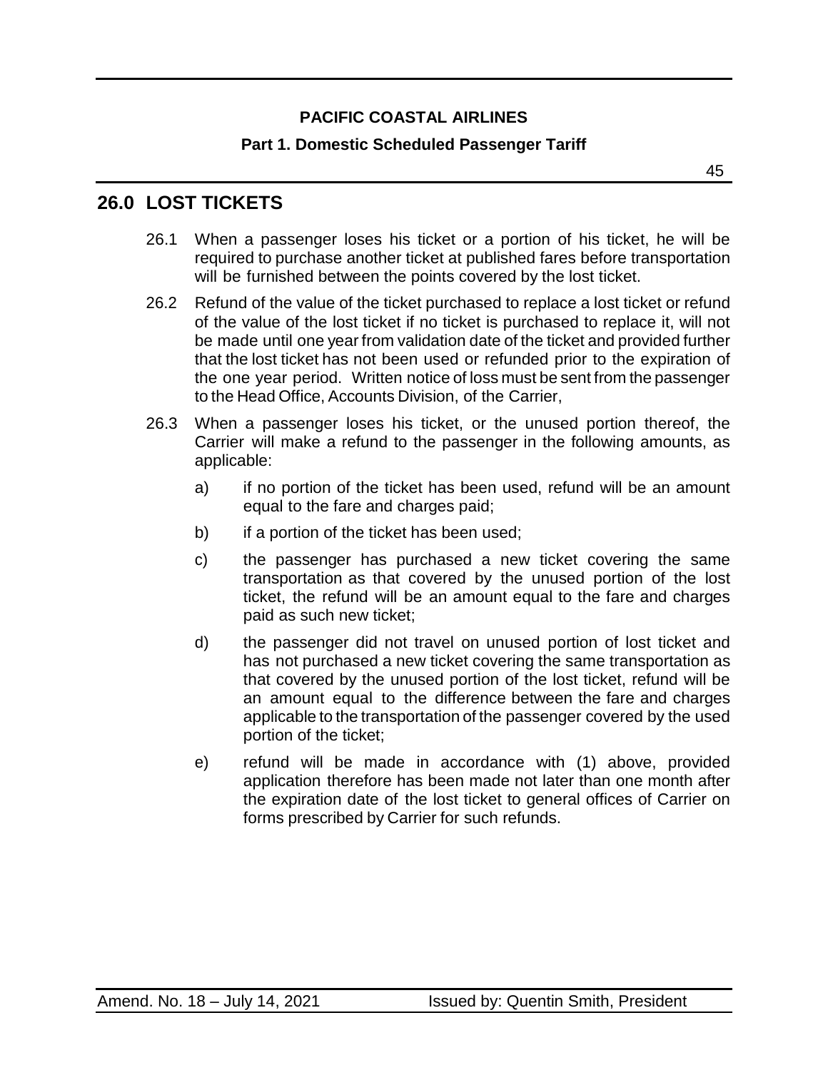## 26.0 LOST TICKETS

26.1 When a passenger loses his ticket or a portion of his ticket, he will be required to purchase another ticket at published fares before transportation will be furnished between the points covered by the lost ticket.

26.2 Refund of the value of the ticket purchased to replace a lost ticket or refund of the value of the lost ticket if no ticket is purchased to replace it, will not be made until one year from validation date of the ticket and provided further that the lost ticket has not been used or refunded prior to the expiration of the one year period. Written notice of loss must be sent from the passenger to the Head Office, Accounts Division, of the Carrier,

26.3 When a passenger loses his ticket, or the unused portion thereof, the Carrier will make a refund to the passenger in the following amounts, as applicable:

a) if no portion of the ticket has been used, refund will be an amount equal to the fare and charges paid;

b) if a portion of the ticket has been used;

c) the passenger has purchased a new ticket covering the same transportation as that covered by the unused portion of the lost ticket, the refund will be an amount equal to the fare and charges paid as such new ticket;

d) the passenger did not travel on unused portion of lost ticket and has not purchased a new ticket covering the same transportation as that covered by the unused portion of the lost ticket, refund will be an amount equal to the difference between the fare and charges applicable to the transportation of the passenger covered by the used portion of the ticket;

e) refund will be made in accordance with (1) above, provided application therefore has been made not later than one month after the expiration date of the lost ticket to general offices of Carrier on forms prescribed by Carrier for such refunds.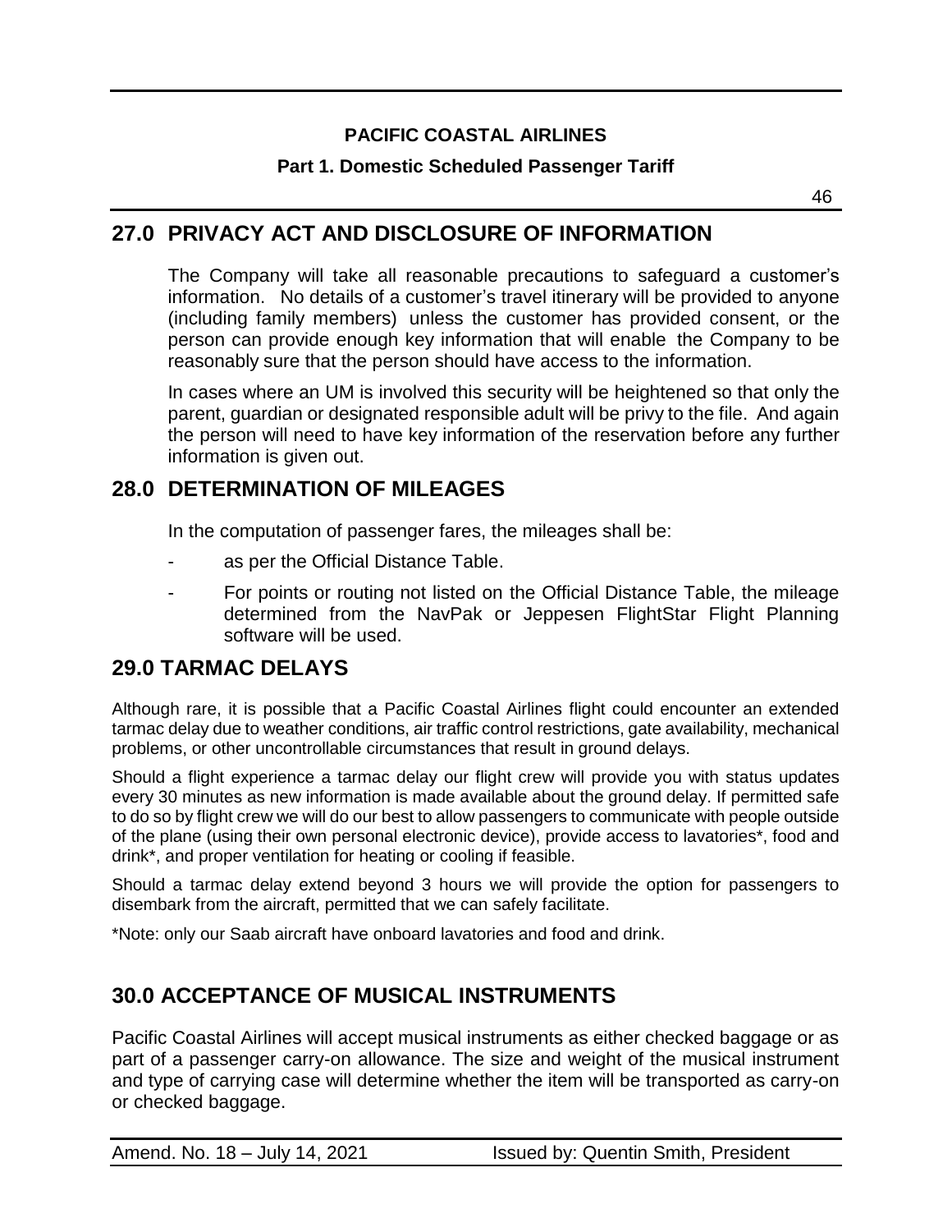## 27.0 PRIVACY ACT AND DISCLOSURE OF INFORMATION

The Company will take all reasonable precautions to safeguard a customer's information. No details of a customer's travel itinerary will be provided to anyone (including family members) unless the customer has provided consent, or the person can provide enough key information that will enable the Company to be reasonably sure that the person should have access to the information.

In cases where an UM is involved this security will be heightened so that only the parent, guardian or designated responsible adult will be privy to the file. And again the person will need to have key information of the reservation before any further information is given out.

## 28.0 DETERMINATION OF MILEAGES

In the computation of passenger fares, the mileages shall be:

- as per the Official Distance Table.
- For points or routing not listed on the Official Distance Table, the mileage determined from the NavPak or Jeppesen FlightStar Flight Planning software will be used.

## 29.0 TARMAC DELAYS

Although rare, it is possible that a Pacific Coastal Airlines flight could encounter an extended tarmac delay due to weather conditions, air traffic control restrictions, gate availability, mechanical problems, or other uncontrollable circumstances that result in ground delays.

Should a flight experience a tarmac delay our flight crew will provide you with status updates every 30 minutes as new information is made available about the ground delay. If permitted safe to do so by flight crew we will do our best to allow passengers to communicate with people outside of the plane (using their own personal electronic device), provide access to lavatories*, food and drink*, and proper ventilation for heating or cooling if feasible.

Should a tarmac delay extend beyond 3 hours we will provide the option for passengers to disembark from the aircraft, permitted that we can safely facilitate.

*Note: only our Saab aircraft have onboard lavatories and food and drink.

## 30.0 ACCEPTANCE OF MUSICAL INSTRUMENTS

Pacific Coastal Airlines will accept musical instruments as either checked baggage or as part of a passenger carry-on allowance. The size and weight of the musical instrument and type of carrying case will determine whether the item will be transported as carry-on or checked baggage.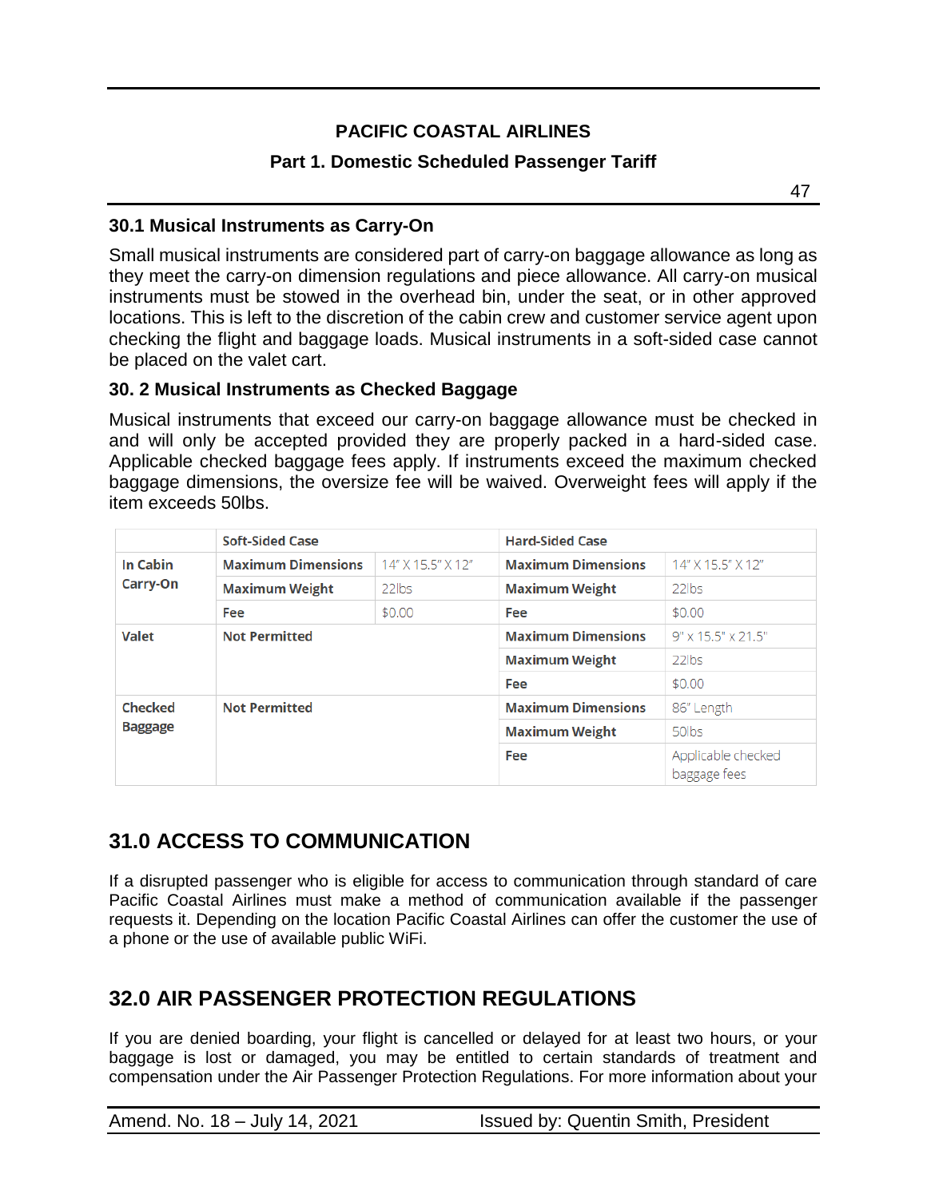### 30.1 Musical Instruments as Carry-On

Small musical instruments are considered part of carry-on baggage allowance as long as they meet the carry-on dimension regulations and piece allowance. All carry-on musical instruments must be stowed in the overhead bin, under the seat, or in other approved locations. This is left to the discretion of the cabin crew and customer service agent upon checking the flight and baggage loads. Musical instruments in a soft-sided case cannot be placed on the valet cart.

### 30. 2 Musical Instruments as Checked Baggage

Musical instruments that exceed our carry-on baggage allowance must be checked in and will only be accepted provided they are properly packed in a hard-sided case. Applicable checked baggage fees apply. If instruments exceed the maximum checked baggage dimensions, the oversize fee will be waived. Overweight fees will apply if the item exceeds 50lbs.

| | Soft-Sided Case | | Hard-Sided Case | |
|---|---|---|---|---|
| **In Cabin Carry-On** | **Maximum Dimensions** | 14" X 15.5" X 12" | **Maximum Dimensions** | 14" X 15.5" X 12" |
| | **Maximum Weight** | 22lbs | **Maximum Weight** | 22lbs |
| | **Fee** | $0.00 | **Fee** | $0.00 |
| **Valet** | **Not Permitted** | | **Maximum Dimensions** | 9" x 15.5" x 21.5" |
| | | | **Maximum Weight** | 22lbs |
| | | | **Fee** | $0.00 |
| **Checked Baggage** | **Not Permitted** | | **Maximum Dimensions** | 86" Length |
| | | | **Maximum Weight** | 50lbs |
| | | | **Fee** | Applicable checked baggage fees |

## 31.0 ACCESS TO COMMUNICATION

If a disrupted passenger who is eligible for access to communication through standard of care Pacific Coastal Airlines must make a method of communication available if the passenger requests it. Depending on the location Pacific Coastal Airlines can offer the customer the use of a phone or the use of available public WiFi.

## 32.0 AIR PASSENGER PROTECTION REGULATIONS

If you are denied boarding, your flight is cancelled or delayed for at least two hours, or your baggage is lost or damaged, you may be entitled to certain standards of treatment and compensation under the Air Passenger Protection Regulations. For more information about your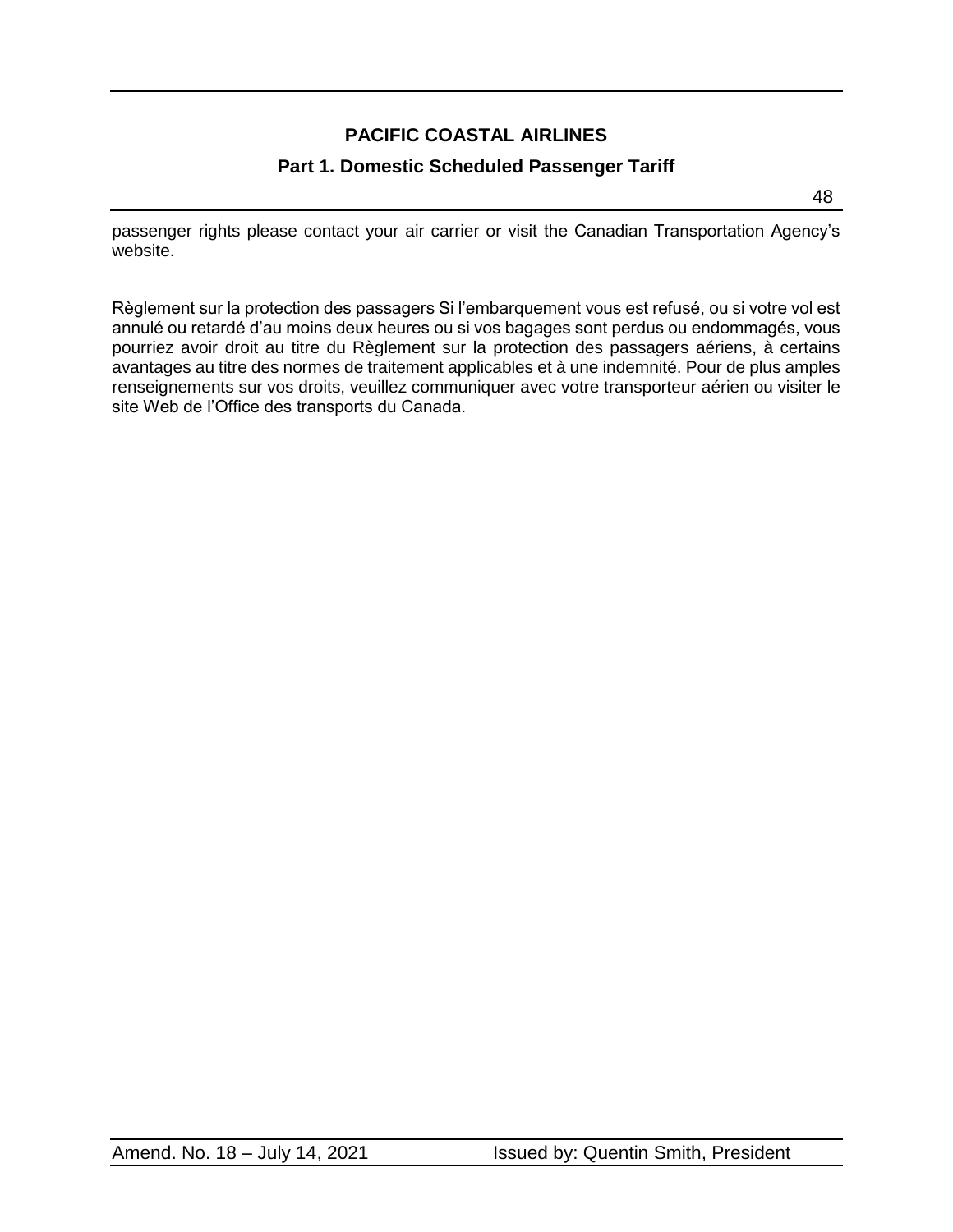passenger rights please contact your air carrier or visit the Canadian Transportation Agency's website.

Règlement sur la protection des passagers Si l'embarquement vous est refusé, ou si votre vol est annulé ou retardé d'au moins deux heures ou si vos bagages sont perdus ou endommagés, vous pourriez avoir droit au titre du Règlement sur la protection des passagers aériens, à certains avantages au titre des normes de traitement applicables et à une indemnité. Pour de plus amples renseignements sur vos droits, veuillez communiquer avec votre transporteur aérien ou visiter le site Web de l'Office des transports du Canada.